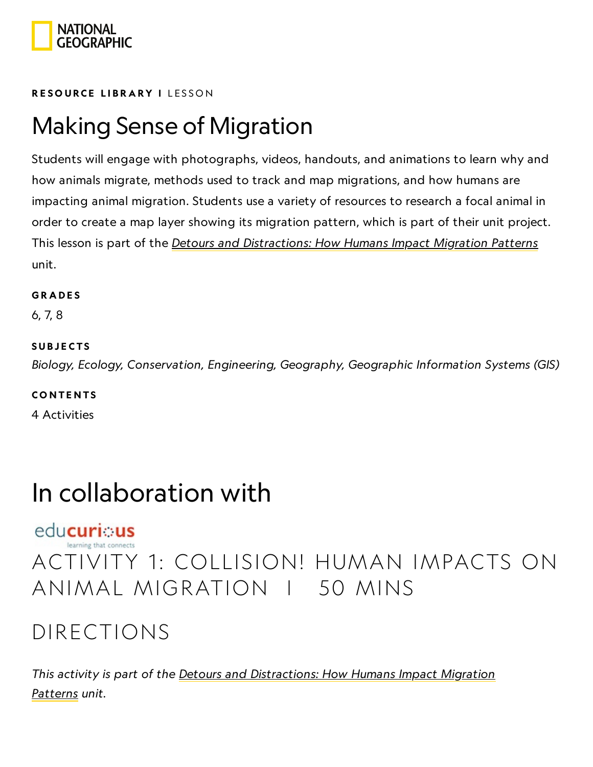**RESOURCE LIBRARY I** LESSON

# Making Sense of Migration

Students will engage with photographs, videos, handouts, and animations to learn why and how animals migrate, methods used to track and map migrations, and how humans are impacting animal migration. Students use a variety of resources to research a focal animal in order to create a map layer showing its migration pattern, which is part of their unit project. This lesson is part of the *Detours and Distractions: How Humans Impact Migration Patterns* unit.

**GRADES**

6, 7, 8

**SUBJECTS**

*Biology, Ecology, Conservation, Engineering, Geography, Geographic Information Systems (GIS)*

**CONTENTS**

4 Activities

# In collaboration with

educurious
learning that connects

## ACTIVITY 1: COLLISION! HUMAN IMPACTS ON ANIMAL MIGRATION I 50 MINS

## DIRECTIONS

*This activity is part of the Detours and Distractions: How Humans Impact Migration Patterns unit.*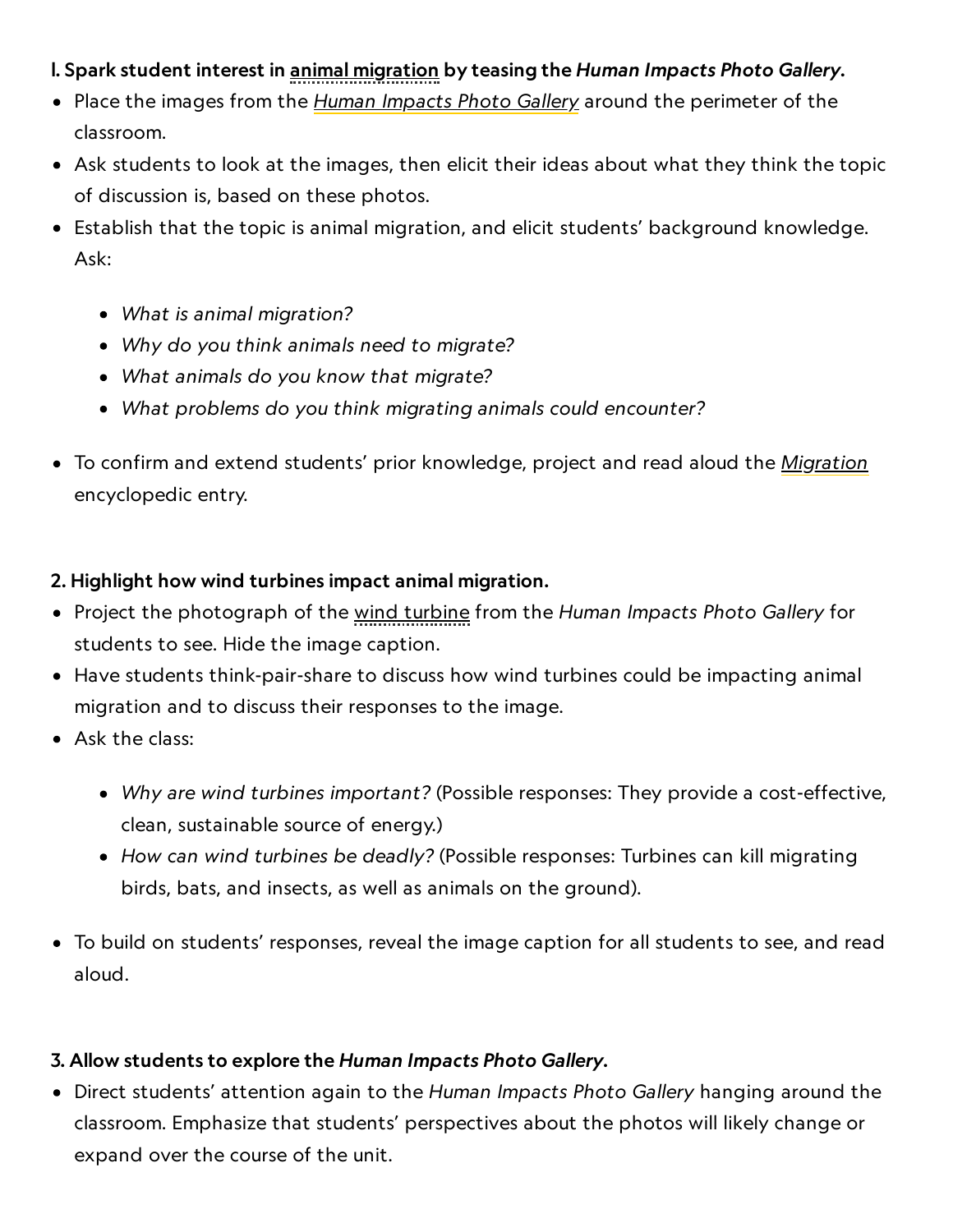**1. Spark student interest in animal migration by teasing the *Human Impacts Photo Gallery*.**

- Place the images from the *Human Impacts Photo Gallery* around the perimeter of the classroom.
- Ask students to look at the images, then elicit their ideas about what they think the topic of discussion is, based on these photos.
- Establish that the topic is animal migration, and elicit students' background knowledge. Ask:
    - *What is animal migration?*
    - *Why do you think animals need to migrate?*
    - *What animals do you know that migrate?*
    - *What problems do you think migrating animals could encounter?*
- To confirm and extend students' prior knowledge, project and read aloud the *Migration* encyclopedic entry.

**2. Highlight how wind turbines impact animal migration.**

- Project the photograph of the wind turbine from the *Human Impacts Photo Gallery* for students to see. Hide the image caption.
- Have students think-pair-share to discuss how wind turbines could be impacting animal migration and to discuss their responses to the image.
- Ask the class:
    - *Why are wind turbines important?* (Possible responses: They provide a cost-effective, clean, sustainable source of energy.)
    - *How can wind turbines be deadly?* (Possible responses: Turbines can kill migrating birds, bats, and insects, as well as animals on the ground).
- To build on students' responses, reveal the image caption for all students to see, and read aloud.

**3. Allow students to explore the *Human Impacts Photo Gallery*.**

- Direct students' attention again to the *Human Impacts Photo Gallery* hanging around the classroom. Emphasize that students' perspectives about the photos will likely change or expand over the course of the unit.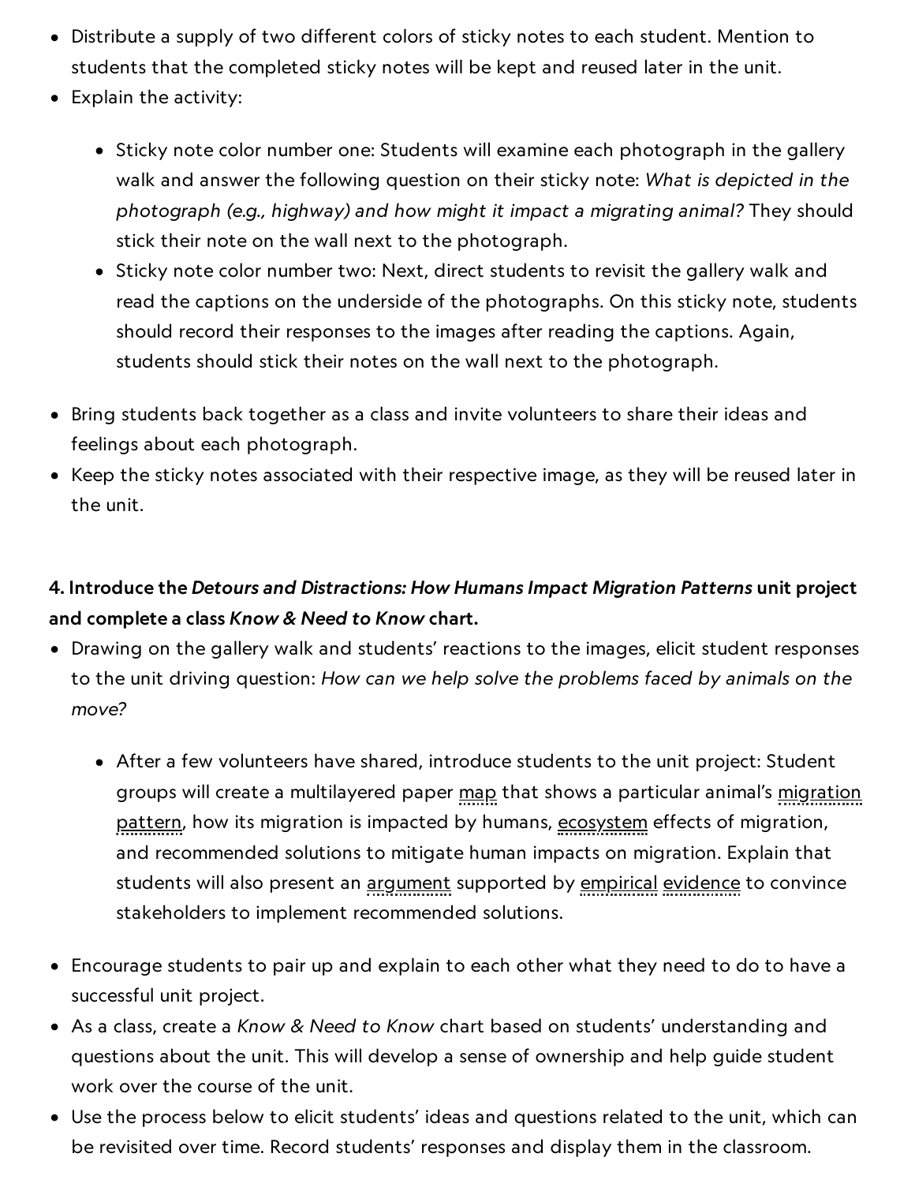- Distribute a supply of two different colors of sticky notes to each student. Mention to students that the completed sticky notes will be kept and reused later in the unit.
- Explain the activity:
  - Sticky note color number one: Students will examine each photograph in the gallery walk and answer the following question on their sticky note: *What is depicted in the photograph (e.g., highway) and how might it impact a migrating animal?* They should stick their note on the wall next to the photograph.
  - Sticky note color number two: Next, direct students to revisit the gallery walk and read the captions on the underside of the photographs. On this sticky note, students should record their responses to the images after reading the captions. Again, students should stick their notes on the wall next to the photograph.
- Bring students back together as a class and invite volunteers to share their ideas and feelings about each photograph.
- Keep the sticky notes associated with their respective image, as they will be reused later in the unit.

**4. Introduce the *Detours and Distractions: How Humans Impact Migration Patterns* unit project and complete a class *Know & Need to Know* chart.**

- Drawing on the gallery walk and students' reactions to the images, elicit student responses to the unit driving question: *How can we help solve the problems faced by animals on the move?*
  - After a few volunteers have shared, introduce students to the unit project: Student groups will create a multilayered paper map that shows a particular animal's migration pattern, how its migration is impacted by humans, ecosystem effects of migration, and recommended solutions to mitigate human impacts on migration. Explain that students will also present an argument supported by empirical evidence to convince stakeholders to implement recommended solutions.
- Encourage students to pair up and explain to each other what they need to do to have a successful unit project.
- As a class, create a *Know & Need to Know* chart based on students' understanding and questions about the unit. This will develop a sense of ownership and help guide student work over the course of the unit.
- Use the process below to elicit students' ideas and questions related to the unit, which can be revisited over time. Record students' responses and display them in the classroom.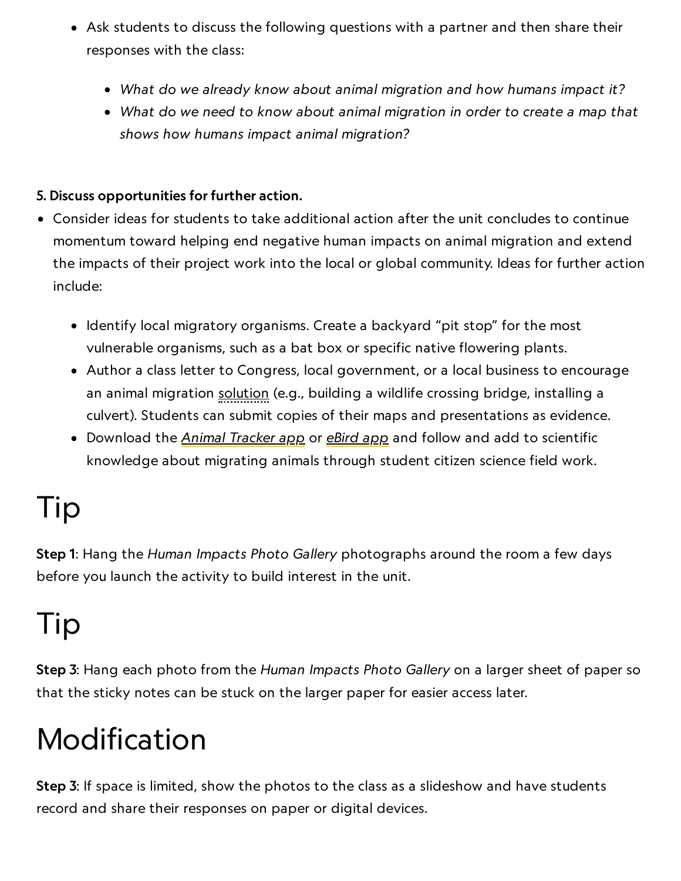- Ask students to discuss the following questions with a partner and then share their responses with the class:
    - *What do we already know about animal migration and how humans impact it?*
    - *What do we need to know about animal migration in order to create a map that shows how humans impact animal migration?*

**5. Discuss opportunities for further action.**

- Consider ideas for students to take additional action after the unit concludes to continue momentum toward helping end negative human impacts on animal migration and extend the impacts of their project work into the local or global community. Ideas for further action include:
    - Identify local migratory organisms. Create a backyard "pit stop" for the most vulnerable organisms, such as a bat box or specific native flowering plants.
    - Author a class letter to Congress, local government, or a local business to encourage an animal migration solution (e.g., building a wildlife crossing bridge, installing a culvert). Students can submit copies of their maps and presentations as evidence.
    - Download the *Animal Tracker app* or *eBird app* and follow and add to scientific knowledge about migrating animals through student citizen science field work.

# Tip

**Step 1**: Hang the *Human Impacts Photo Gallery* photographs around the room a few days before you launch the activity to build interest in the unit.

# Tip

**Step 3**: Hang each photo from the *Human Impacts Photo Gallery* on a larger sheet of paper so that the sticky notes can be stuck on the larger paper for easier access later.

# Modification

**Step 3**: If space is limited, show the photos to the class as a slideshow and have students record and share their responses on paper or digital devices.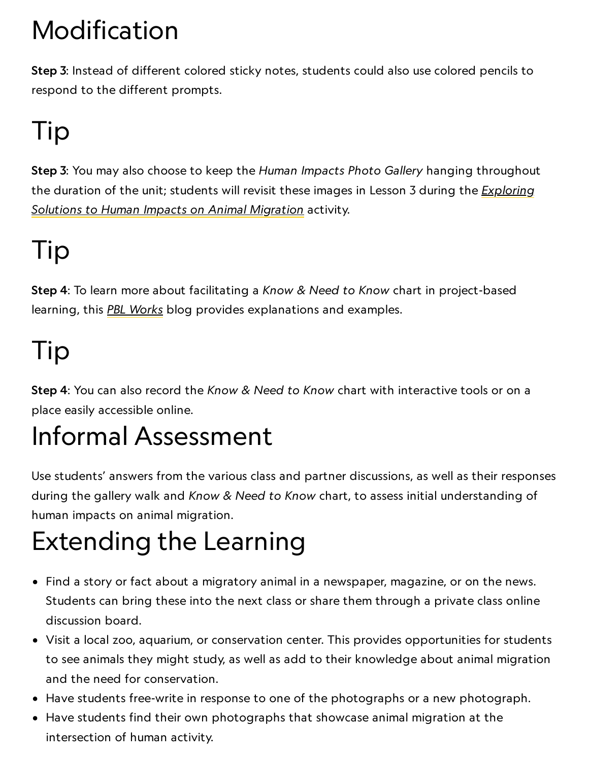# Modification

**Step 3**: Instead of different colored sticky notes, students could also use colored pencils to respond to the different prompts.

# Tip

**Step 3**: You may also choose to keep the *Human Impacts Photo Gallery* hanging throughout the duration of the unit; students will revisit these images in Lesson 3 during the *Exploring Solutions to Human Impacts on Animal Migration* activity.

# Tip

**Step 4**: To learn more about facilitating a *Know & Need to Know* chart in project-based learning, this *PBL Works* blog provides explanations and examples.

# Tip

**Step 4**: You can also record the *Know & Need to Know* chart with interactive tools or on a place easily accessible online.

# Informal Assessment

Use students' answers from the various class and partner discussions, as well as their responses during the gallery walk and *Know & Need to Know* chart, to assess initial understanding of human impacts on animal migration.

# Extending the Learning

- Find a story or fact about a migratory animal in a newspaper, magazine, or on the news. Students can bring these into the next class or share them through a private class online discussion board.
- Visit a local zoo, aquarium, or conservation center. This provides opportunities for students to see animals they might study, as well as add to their knowledge about animal migration and the need for conservation.
- Have students free-write in response to one of the photographs or a new photograph.
- Have students find their own photographs that showcase animal migration at the intersection of human activity.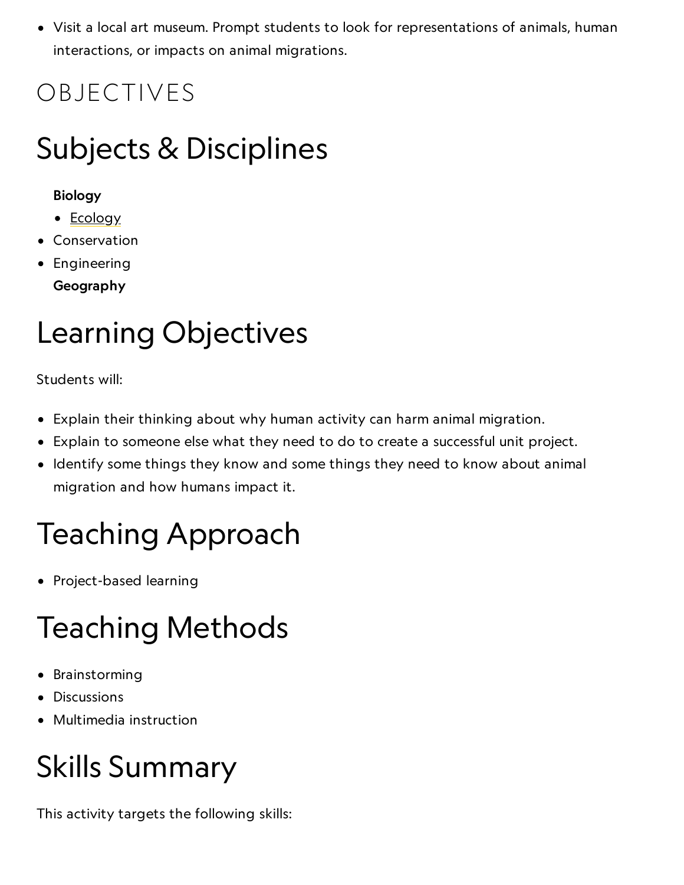- Visit a local art museum. Prompt students to look for representations of animals, human interactions, or impacts on animal migrations.

OBJECTIVES

# Subjects & Disciplines

**Biology**

- Ecology
- Conservation
- Engineering

**Geography**

# Learning Objectives

Students will:

- Explain their thinking about why human activity can harm animal migration.
- Explain to someone else what they need to do to create a successful unit project.
- Identify some things they know and some things they need to know about animal migration and how humans impact it.

# Teaching Approach

- Project-based learning

# Teaching Methods

- Brainstorming
- Discussions
- Multimedia instruction

# Skills Summary

This activity targets the following skills: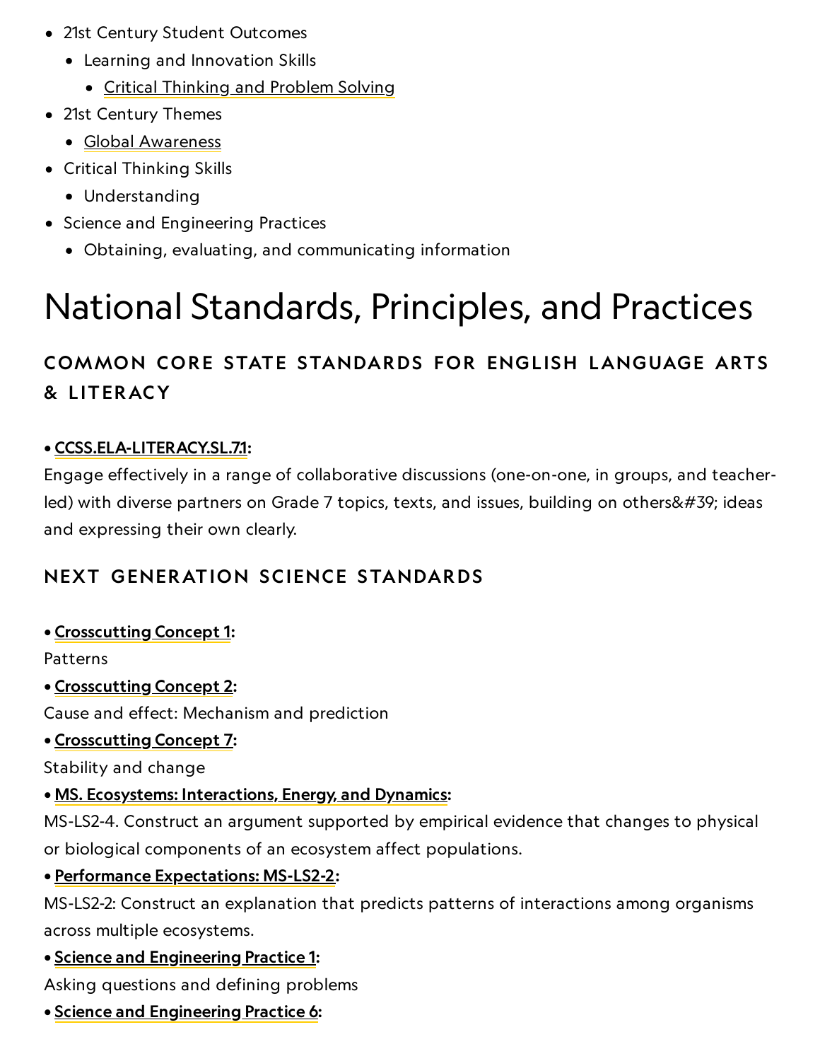- 21st Century Student Outcomes
  - Learning and Innovation Skills
    - Critical Thinking and Problem Solving
- 21st Century Themes
  - Global Awareness
- Critical Thinking Skills
  - Understanding
- Science and Engineering Practices
  - Obtaining, evaluating, and communicating information

# National Standards, Principles, and Practices

### COMMON CORE STATE STANDARDS FOR ENGLISH LANGUAGE ARTS & LITERACY

• **CCSS.ELA-LITERACY.SL.7.1:**
Engage effectively in a range of collaborative discussions (one-on-one, in groups, and teacher-led) with diverse partners on Grade 7 topics, texts, and issues, building on others&#39; ideas and expressing their own clearly.

### NEXT GENERATION SCIENCE STANDARDS

• **Crosscutting Concept 1:**
Patterns

• **Crosscutting Concept 2:**
Cause and effect: Mechanism and prediction

• **Crosscutting Concept 7:**
Stability and change

• **MS. Ecosystems: Interactions, Energy, and Dynamics:**
MS-LS2-4. Construct an argument supported by empirical evidence that changes to physical or biological components of an ecosystem affect populations.

• **Performance Expectations: MS-LS2-2:**
MS-LS2-2: Construct an explanation that predicts patterns of interactions among organisms across multiple ecosystems.

• **Science and Engineering Practice 1:**
Asking questions and defining problems

• **Science and Engineering Practice 6:**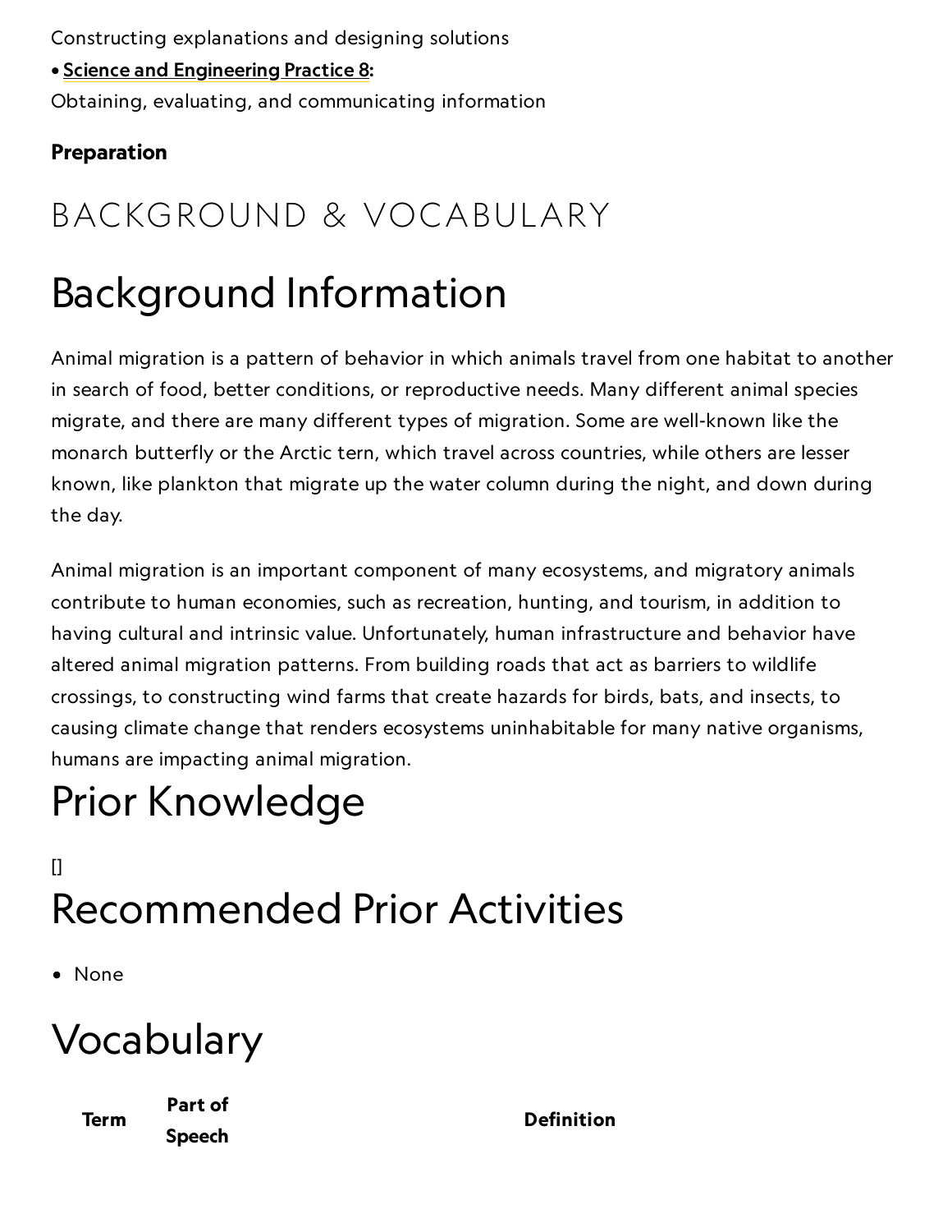Constructing explanations and designing solutions

• **Science and Engineering Practice 8**:
Obtaining, evaluating, and communicating information

**Preparation**

BACKGROUND & VOCABULARY

# Background Information

Animal migration is a pattern of behavior in which animals travel from one habitat to another in search of food, better conditions, or reproductive needs. Many different animal species migrate, and there are many different types of migration. Some are well-known like the monarch butterfly or the Arctic tern, which travel across countries, while others are lesser known, like plankton that migrate up the water column during the night, and down during the day.

Animal migration is an important component of many ecosystems, and migratory animals contribute to human economies, such as recreation, hunting, and tourism, in addition to having cultural and intrinsic value. Unfortunately, human infrastructure and behavior have altered animal migration patterns. From building roads that act as barriers to wildlife crossings, to constructing wind farms that create hazards for birds, bats, and insects, to causing climate change that renders ecosystems uninhabitable for many native organisms, humans are impacting animal migration.

# Prior Knowledge

[]

# Recommended Prior Activities

- None

# Vocabulary

| Term | Part of Speech | Definition |
| --- | --- | --- |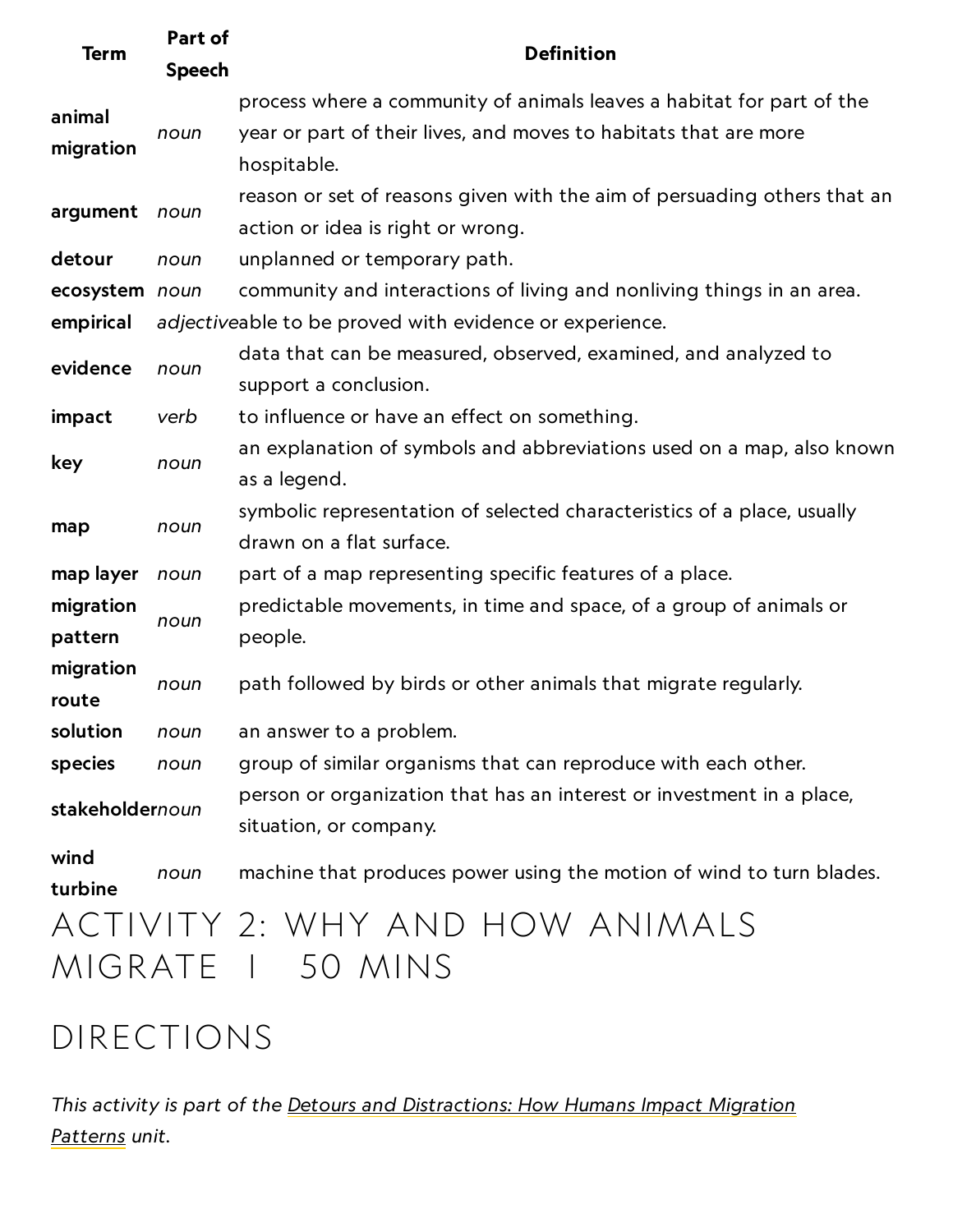| Term | Part of Speech | Definition |
|---|---|---|
| **animal migration** | *noun* | process where a community of animals leaves a habitat for part of the year or part of their lives, and moves to habitats that are more hospitable. |
| **argument** | *noun* | reason or set of reasons given with the aim of persuading others that an action or idea is right or wrong. |
| **detour** | *noun* | unplanned or temporary path. |
| **ecosystem** | *noun* | community and interactions of living and nonliving things in an area. |
| **empirical** | *adjective* | able to be proved with evidence or experience. |
| **evidence** | *noun* | data that can be measured, observed, examined, and analyzed to support a conclusion. |
| **impact** | *verb* | to influence or have an effect on something. |
| **key** | *noun* | an explanation of symbols and abbreviations used on a map, also known as a legend. |
| **map** | *noun* | symbolic representation of selected characteristics of a place, usually drawn on a flat surface. |
| **map layer** | *noun* | part of a map representing specific features of a place. |
| **migration pattern** | *noun* | predictable movements, in time and space, of a group of animals or people. |
| **migration route** | *noun* | path followed by birds or other animals that migrate regularly. |
| **solution** | *noun* | an answer to a problem. |
| **species** | *noun* | group of similar organisms that can reproduce with each other. |
| **stakeholder** | *noun* | person or organization that has an interest or investment in a place, situation, or company. |
| **wind turbine** | *noun* | machine that produces power using the motion of wind to turn blades. |

# ACTIVITY 2: WHY AND HOW ANIMALS MIGRATE | 50 MINS

## DIRECTIONS

*This activity is part of the Detours and Distractions: How Humans Impact Migration Patterns unit.*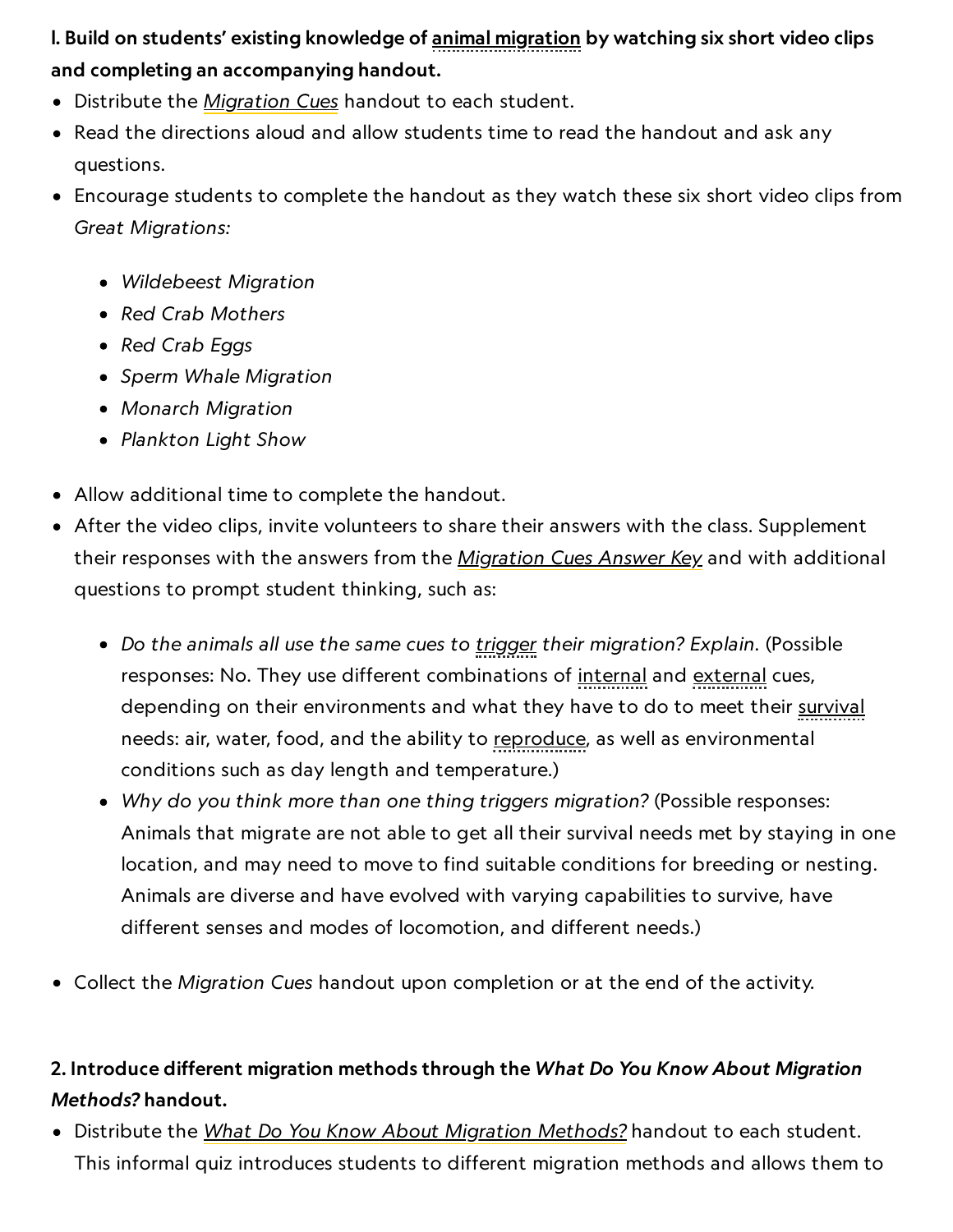**1. Build on students' existing knowledge of animal migration by watching six short video clips and completing an accompanying handout.**

- Distribute the *Migration Cues* handout to each student.
- Read the directions aloud and allow students time to read the handout and ask any questions.
- Encourage students to complete the handout as they watch these six short video clips from *Great Migrations:*
  - *Wildebeest Migration*
  - *Red Crab Mothers*
  - *Red Crab Eggs*
  - *Sperm Whale Migration*
  - *Monarch Migration*
  - *Plankton Light Show*
- Allow additional time to complete the handout.
- After the video clips, invite volunteers to share their answers with the class. Supplement their responses with the answers from the *Migration Cues Answer Key* and with additional questions to prompt student thinking, such as:
  - *Do the animals all use the same cues to trigger their migration? Explain*. (Possible responses: No. They use different combinations of internal and external cues, depending on their environments and what they have to do to meet their survival needs: air, water, food, and the ability to reproduce, as well as environmental conditions such as day length and temperature.)
  - *Why do you think more than one thing triggers migration?* (Possible responses: Animals that migrate are not able to get all their survival needs met by staying in one location, and may need to move to find suitable conditions for breeding or nesting. Animals are diverse and have evolved with varying capabilities to survive, have different senses and modes of locomotion, and different needs.)
- Collect the *Migration Cues* handout upon completion or at the end of the activity.

**2. Introduce different migration methods through the *What Do You Know About Migration Methods?* handout.**

- Distribute the *What Do You Know About Migration Methods?* handout to each student. This informal quiz introduces students to different migration methods and allows them to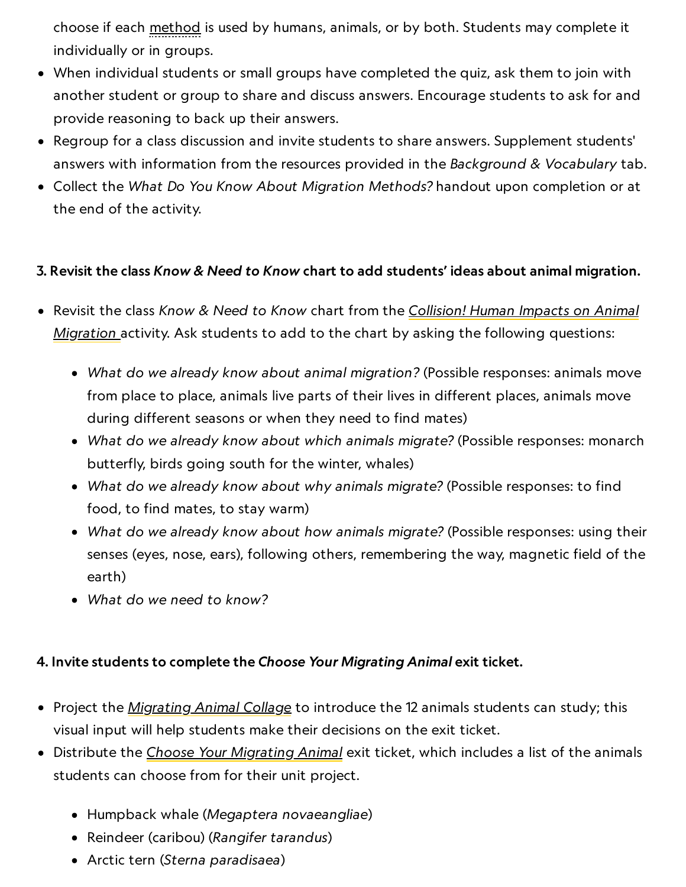- choose if each method is used by humans, animals, or by both. Students may complete it individually or in groups.
- When individual students or small groups have completed the quiz, ask them to join with another student or group to share and discuss answers. Encourage students to ask for and provide reasoning to back up their answers.
- Regroup for a class discussion and invite students to share answers. Supplement students' answers with information from the resources provided in the *Background & Vocabulary* tab.
- Collect the *What Do You Know About Migration Methods?* handout upon completion or at the end of the activity.

**3. Revisit the class *Know & Need to Know* chart to add students' ideas about animal migration.**

- Revisit the class *Know & Need to Know* chart from the *Collision! Human Impacts on Animal Migration* activity. Ask students to add to the chart by asking the following questions:
  - *What do we already know about animal migration?* (Possible responses: animals move from place to place, animals live parts of their lives in different places, animals move during different seasons or when they need to find mates)
  - *What do we already know about which animals migrate?* (Possible responses: monarch butterfly, birds going south for the winter, whales)
  - *What do we already know about why animals migrate?* (Possible responses: to find food, to find mates, to stay warm)
  - *What do we already know about how animals migrate?* (Possible responses: using their senses (eyes, nose, ears), following others, remembering the way, magnetic field of the earth)
  - *What do we need to know?*

**4. Invite students to complete the *Choose Your Migrating Animal* exit ticket.**

- Project the *Migrating Animal Collage* to introduce the 12 animals students can study; this visual input will help students make their decisions on the exit ticket.
- Distribute the *Choose Your Migrating Animal* exit ticket, which includes a list of the animals students can choose from for their unit project.
  - Humpback whale (*Megaptera novaeangliae*)
  - Reindeer (caribou) (*Rangifer tarandus*)
  - Arctic tern (*Sterna paradisaea*)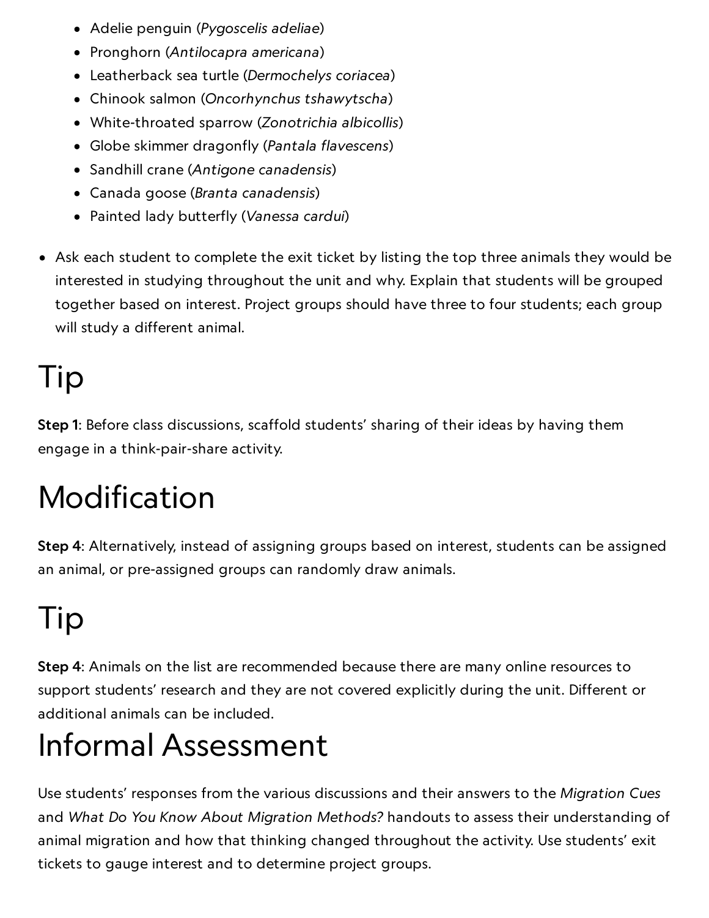- Adelie penguin (*Pygoscelis adeliae*)
- Pronghorn (*Antilocapra americana*)
- Leatherback sea turtle (*Dermochelys coriacea*)
- Chinook salmon (*Oncorhynchus tshawytscha*)
- White-throated sparrow (*Zonotrichia albicollis*)
- Globe skimmer dragonfly (*Pantala flavescens*)
- Sandhill crane (*Antigone canadensis*)
- Canada goose (*Branta canadensis*)
- Painted lady butterfly (*Vanessa cardui*)

- Ask each student to complete the exit ticket by listing the top three animals they would be interested in studying throughout the unit and why. Explain that students will be grouped together based on interest. Project groups should have three to four students; each group will study a different animal.

# Tip

**Step 1**: Before class discussions, scaffold students' sharing of their ideas by having them engage in a think-pair-share activity.

# Modification

**Step 4**: Alternatively, instead of assigning groups based on interest, students can be assigned an animal, or pre-assigned groups can randomly draw animals.

# Tip

**Step 4**: Animals on the list are recommended because there are many online resources to support students' research and they are not covered explicitly during the unit. Different or additional animals can be included.

# Informal Assessment

Use students' responses from the various discussions and their answers to the *Migration Cues* and *What Do You Know About Migration Methods?* handouts to assess their understanding of animal migration and how that thinking changed throughout the activity. Use students' exit tickets to gauge interest and to determine project groups.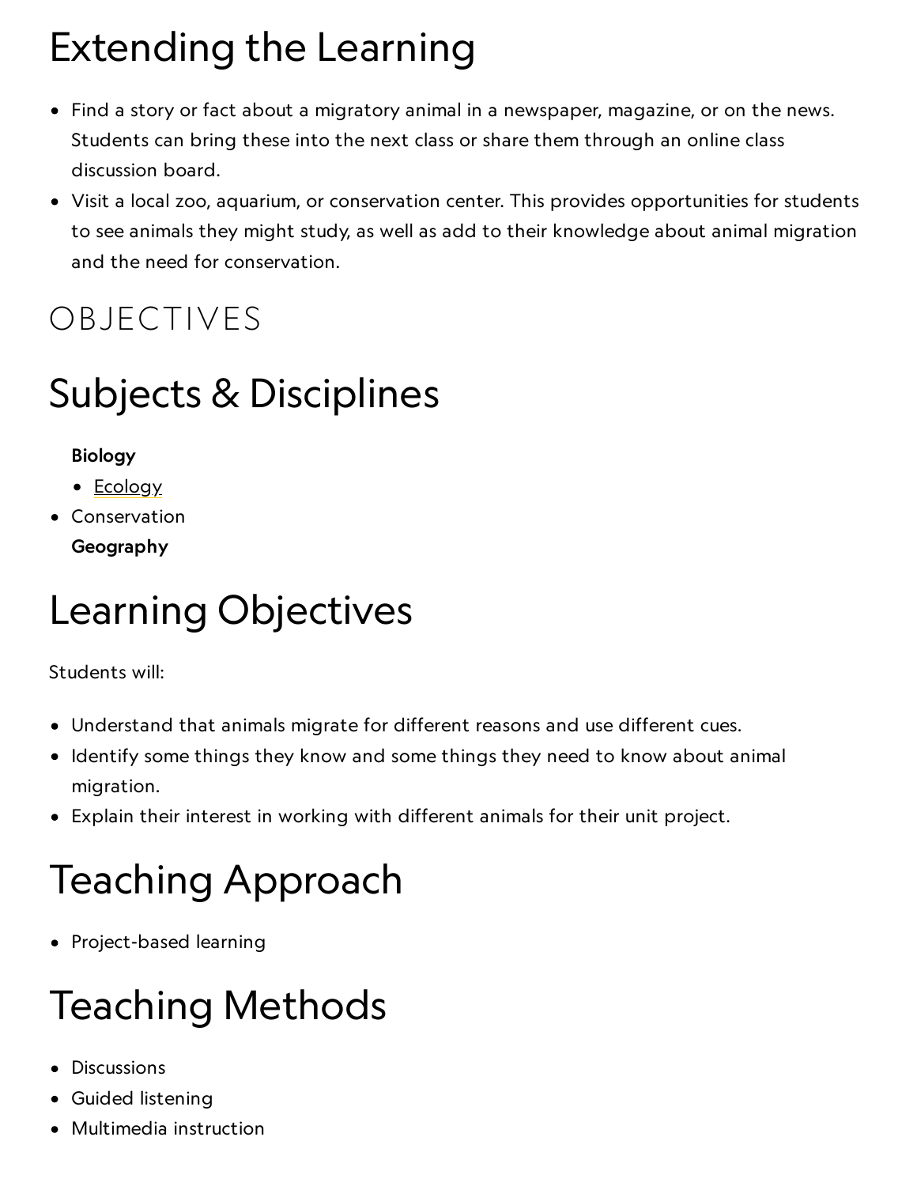# Extending the Learning

- Find a story or fact about a migratory animal in a newspaper, magazine, or on the news. Students can bring these into the next class or share them through an online class discussion board.
- Visit a local zoo, aquarium, or conservation center. This provides opportunities for students to see animals they might study, as well as add to their knowledge about animal migration and the need for conservation.

## OBJECTIVES

# Subjects & Disciplines

**Biology**

- Ecology
- Conservation

**Geography**

# Learning Objectives

Students will:

- Understand that animals migrate for different reasons and use different cues.
- Identify some things they know and some things they need to know about animal migration.
- Explain their interest in working with different animals for their unit project.

# Teaching Approach

- Project-based learning

# Teaching Methods

- Discussions
- Guided listening
- Multimedia instruction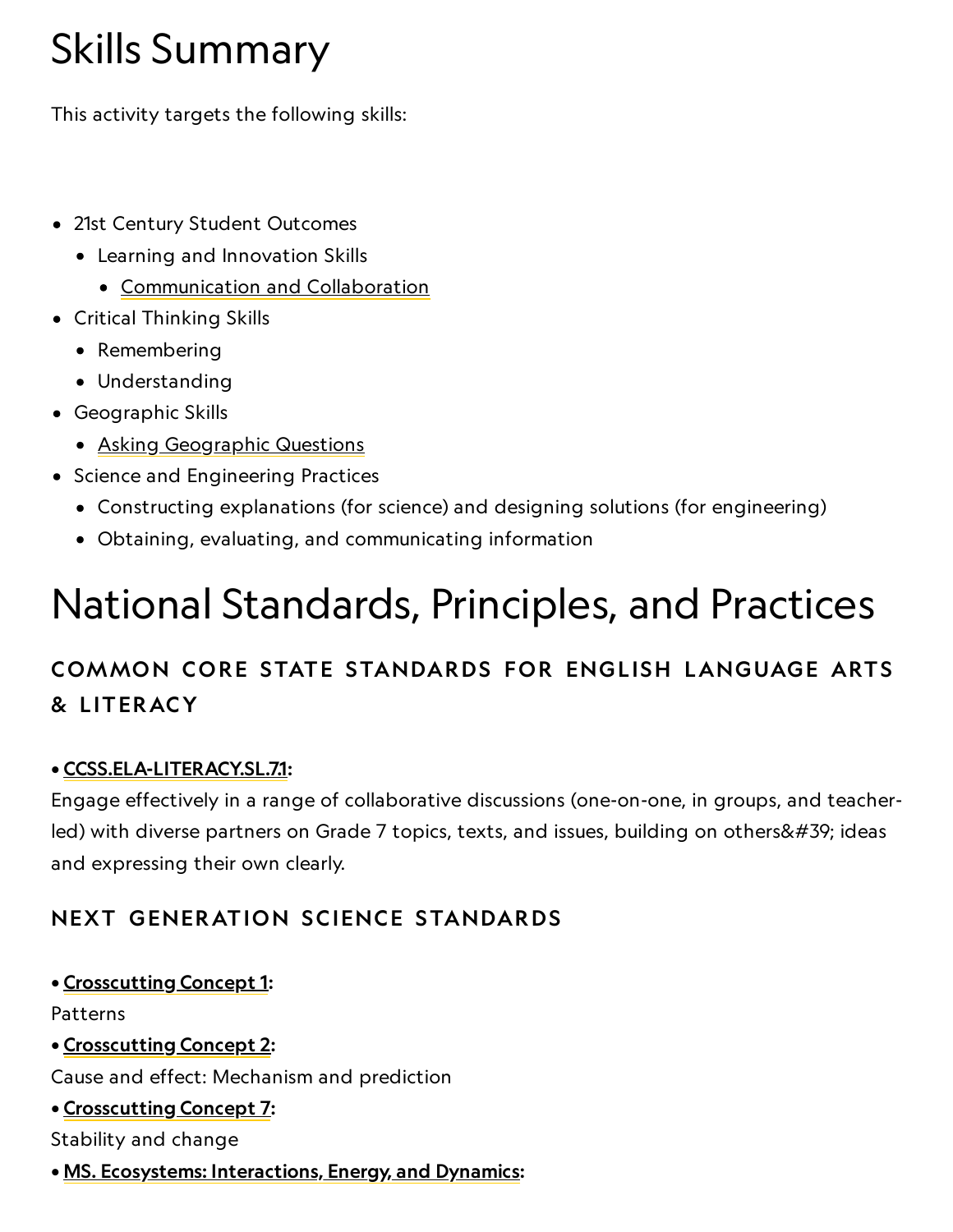# Skills Summary

This activity targets the following skills:

- 21st Century Student Outcomes
  - Learning and Innovation Skills
    - Communication and Collaboration
- Critical Thinking Skills
  - Remembering
  - Understanding
- Geographic Skills
  - Asking Geographic Questions
- Science and Engineering Practices
  - Constructing explanations (for science) and designing solutions (for engineering)
  - Obtaining, evaluating, and communicating information

# National Standards, Principles, and Practices

## COMMON CORE STATE STANDARDS FOR ENGLISH LANGUAGE ARTS & LITERACY

• **CCSS.ELA-LITERACY.SL.7.1:**
Engage effectively in a range of collaborative discussions (one-on-one, in groups, and teacher-led) with diverse partners on Grade 7 topics, texts, and issues, building on others&#39; ideas and expressing their own clearly.

## NEXT GENERATION SCIENCE STANDARDS

• **Crosscutting Concept 1:**
Patterns
• **Crosscutting Concept 2:**
Cause and effect: Mechanism and prediction
• **Crosscutting Concept 7:**
Stability and change
• **MS. Ecosystems: Interactions, Energy, and Dynamics:**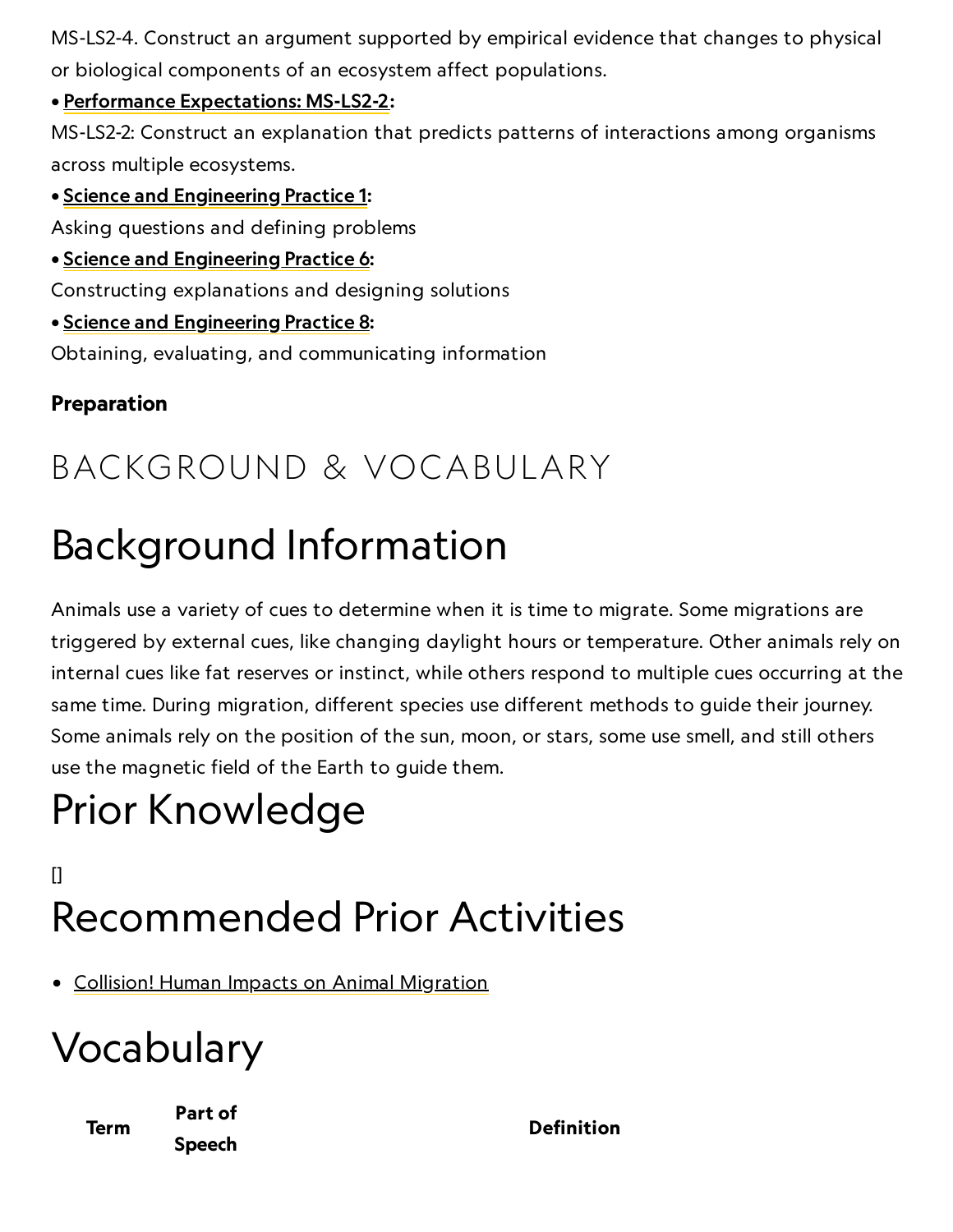MS-LS2-4. Construct an argument supported by empirical evidence that changes to physical or biological components of an ecosystem affect populations.

• **Performance Expectations: MS-LS2-2:**
MS-LS2-2: Construct an explanation that predicts patterns of interactions among organisms across multiple ecosystems.

• **Science and Engineering Practice 1:**
Asking questions and defining problems

• **Science and Engineering Practice 6:**
Constructing explanations and designing solutions

• **Science and Engineering Practice 8:**
Obtaining, evaluating, and communicating information

**Preparation**

## BACKGROUND & VOCABULARY

# Background Information

Animals use a variety of cues to determine when it is time to migrate. Some migrations are triggered by external cues, like changing daylight hours or temperature. Other animals rely on internal cues like fat reserves or instinct, while others respond to multiple cues occurring at the same time. During migration, different species use different methods to guide their journey. Some animals rely on the position of the sun, moon, or stars, some use smell, and still others use the magnetic field of the Earth to guide them.

# Prior Knowledge

[]

# Recommended Prior Activities

- Collision! Human Impacts on Animal Migration

# Vocabulary

| Term | Part of Speech | Definition |
| --- | --- | --- |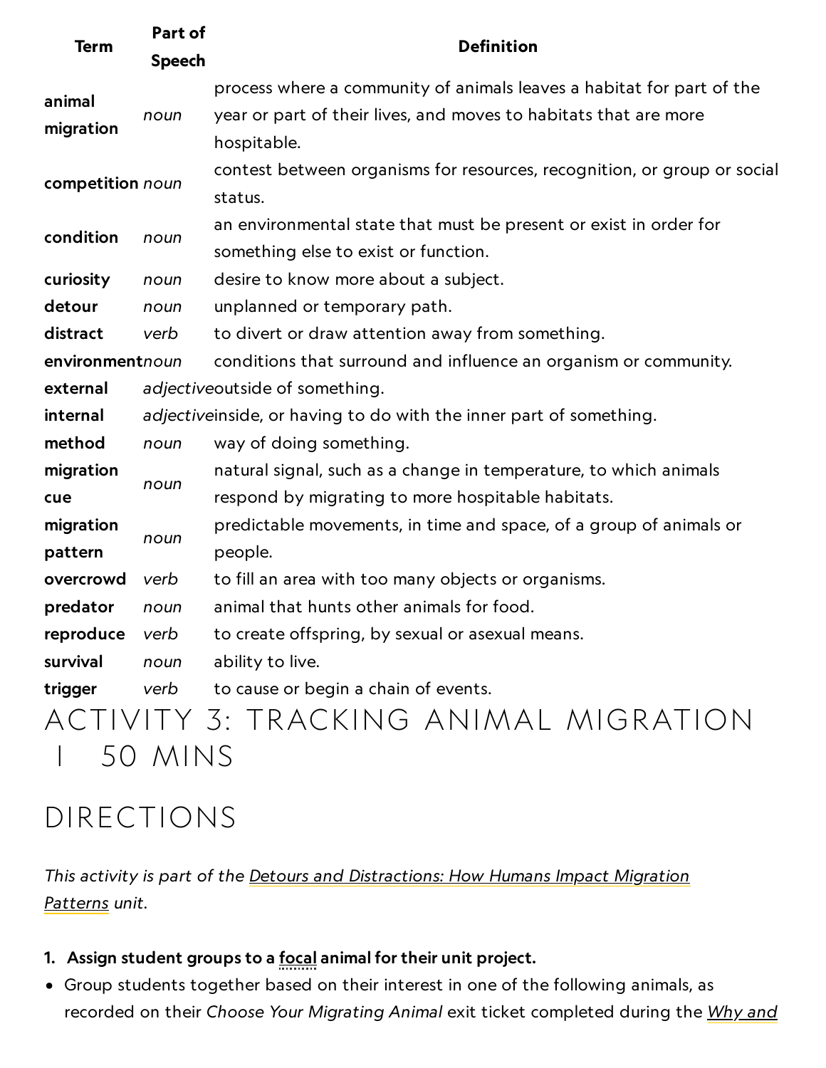| Term | Part of Speech | Definition |
|---|---|---|
| **animal migration** | *noun* | process where a community of animals leaves a habitat for part of the year or part of their lives, and moves to habitats that are more hospitable. |
| **competition** | *noun* | contest between organisms for resources, recognition, or group or social status. |
| **condition** | *noun* | an environmental state that must be present or exist in order for something else to exist or function. |
| **curiosity** | *noun* | desire to know more about a subject. |
| **detour** | *noun* | unplanned or temporary path. |
| **distract** | *verb* | to divert or draw attention away from something. |
| **environment** | *noun* | conditions that surround and influence an organism or community. |
| **external** | *adjective* | outside of something. |
| **internal** | *adjective* | inside, or having to do with the inner part of something. |
| **method** | *noun* | way of doing something. |
| **migration cue** | *noun* | natural signal, such as a change in temperature, to which animals respond by migrating to more hospitable habitats. |
| **migration pattern** | *noun* | predictable movements, in time and space, of a group of animals or people. |
| **overcrowd** | *verb* | to fill an area with too many objects or organisms. |
| **predator** | *noun* | animal that hunts other animals for food. |
| **reproduce** | *verb* | to create offspring, by sexual or asexual means. |
| **survival** | *noun* | ability to live. |
| **trigger** | *verb* | to cause or begin a chain of events. |

# ACTIVITY 3: TRACKING ANIMAL MIGRATION | 50 MINS

## DIRECTIONS

*This activity is part of the Detours and Distractions: How Humans Impact Migration Patterns unit.*

1. **Assign student groups to a focal animal for their unit project.**

- Group students together based on their interest in one of the following animals, as recorded on their *Choose Your Migrating Animal* exit ticket completed during the Why and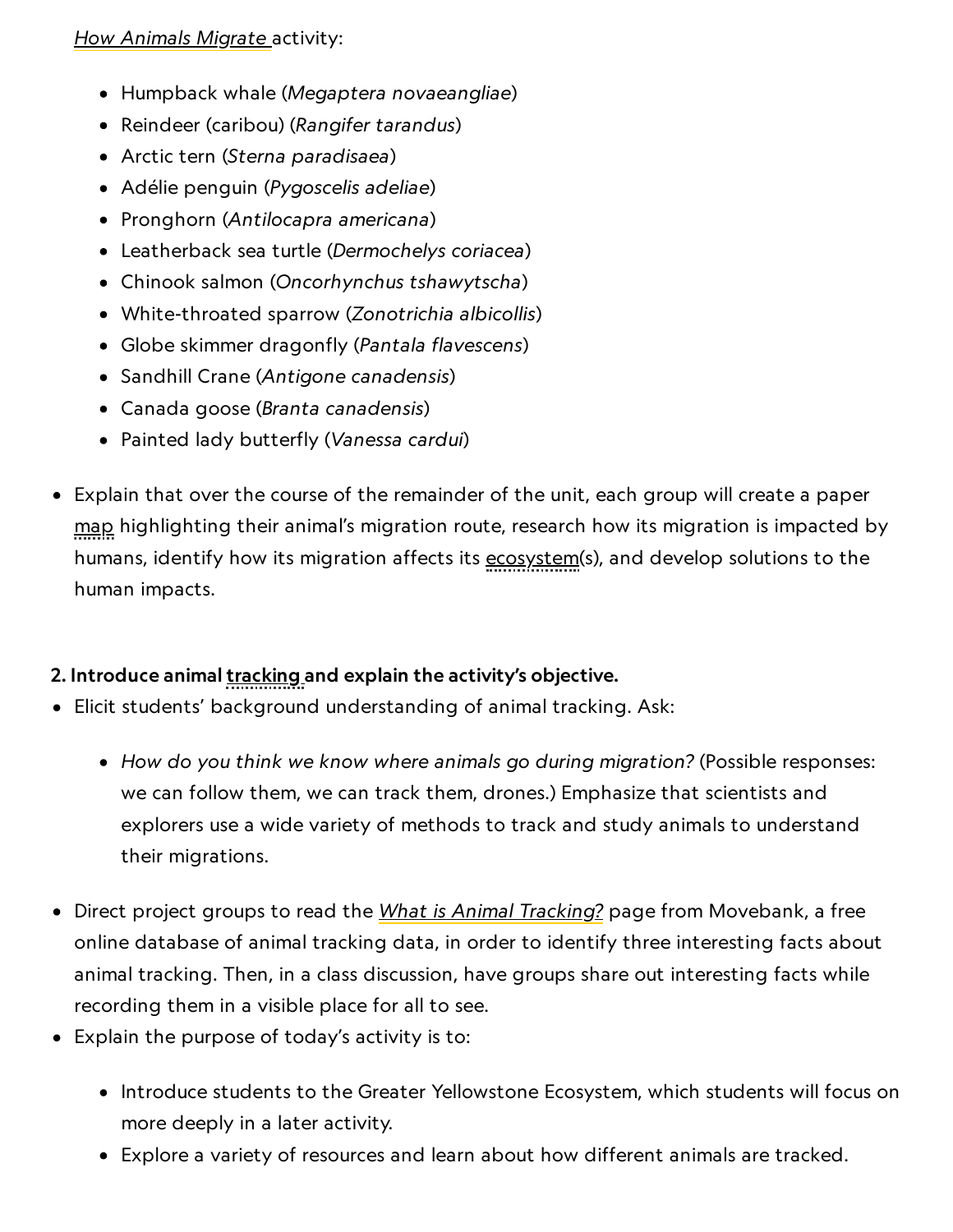*How Animals Migrate* activity:

  - Humpback whale (*Megaptera novaeangliae*)
  - Reindeer (caribou) (*Rangifer tarandus*)
  - Arctic tern (*Sterna paradisaea*)
  - Adélie penguin (*Pygoscelis adeliae*)
  - Pronghorn (*Antilocapra americana*)
  - Leatherback sea turtle (*Dermochelys coriacea*)
  - Chinook salmon (*Oncorhynchus tshawytscha*)
  - White-throated sparrow (*Zonotrichia albicollis*)
  - Globe skimmer dragonfly (*Pantala flavescens*)
  - Sandhill Crane (*Antigone canadensis*)
  - Canada goose (*Branta canadensis*)
  - Painted lady butterfly (*Vanessa cardui*)

- Explain that over the course of the remainder of the unit, each group will create a paper map highlighting their animal's migration route, research how its migration is impacted by humans, identify how its migration affects its ecosystem(s), and develop solutions to the human impacts.

**2. Introduce animal tracking and explain the activity's objective.**

- Elicit students' background understanding of animal tracking. Ask:
  - *How do you think we know where animals go during migration?* (Possible responses: we can follow them, we can track them, drones.) Emphasize that scientists and explorers use a wide variety of methods to track and study animals to understand their migrations.
- Direct project groups to read the *What is Animal Tracking?* page from Movebank, a free online database of animal tracking data, in order to identify three interesting facts about animal tracking. Then, in a class discussion, have groups share out interesting facts while recording them in a visible place for all to see.
- Explain the purpose of today's activity is to:
  - Introduce students to the Greater Yellowstone Ecosystem, which students will focus on more deeply in a later activity.
  - Explore a variety of resources and learn about how different animals are tracked.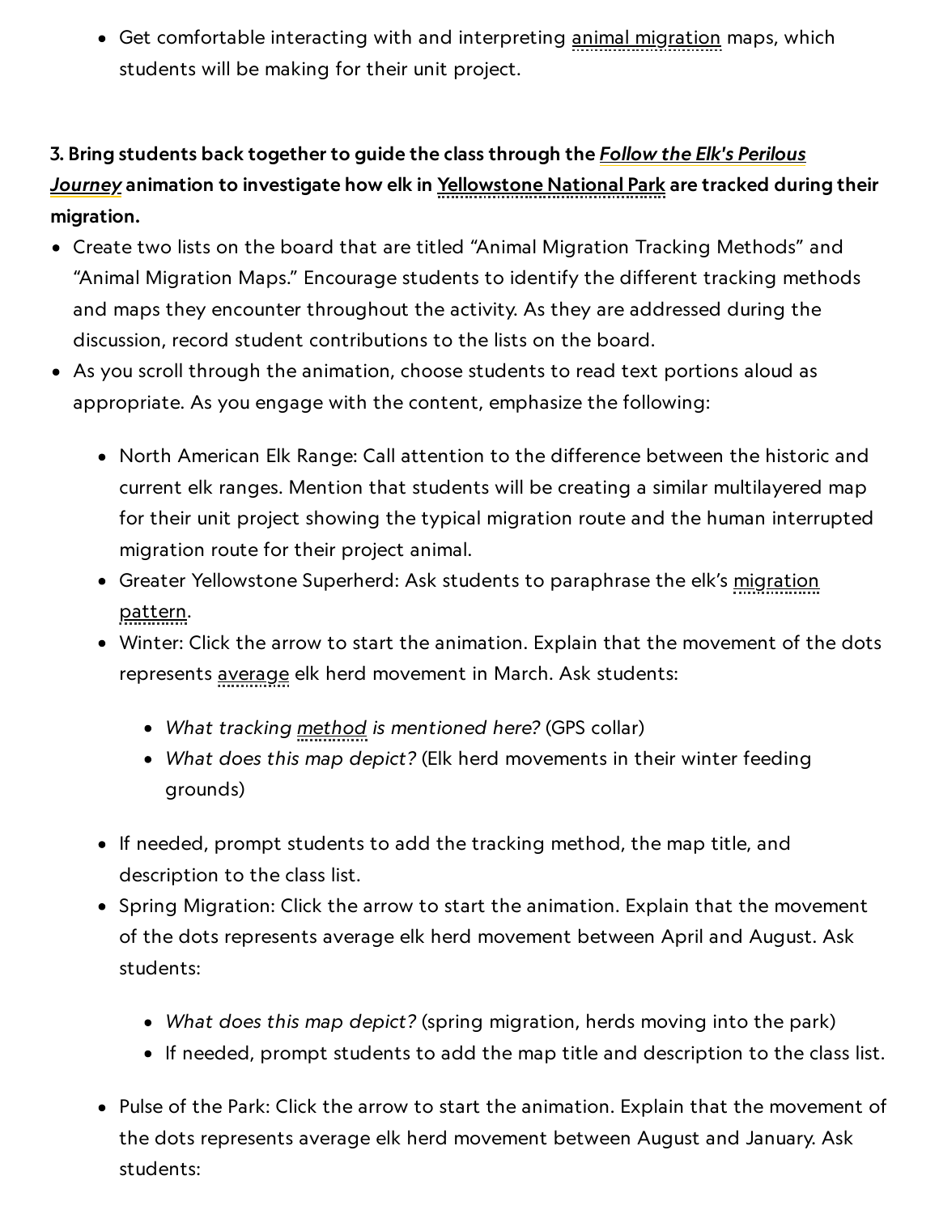- Get comfortable interacting with and interpreting animal migration maps, which students will be making for their unit project.

**3. Bring students back together to guide the class through the *Follow the Elk's Perilous Journey* animation to investigate how elk in Yellowstone National Park are tracked during their migration.**

- Create two lists on the board that are titled "Animal Migration Tracking Methods" and "Animal Migration Maps." Encourage students to identify the different tracking methods and maps they encounter throughout the activity. As they are addressed during the discussion, record student contributions to the lists on the board.
- As you scroll through the animation, choose students to read text portions aloud as appropriate. As you engage with the content, emphasize the following:
  - North American Elk Range: Call attention to the difference between the historic and current elk ranges. Mention that students will be creating a similar multilayered map for their unit project showing the typical migration route and the human interrupted migration route for their project animal.
  - Greater Yellowstone Superherd: Ask students to paraphrase the elk's migration pattern.
  - Winter: Click the arrow to start the animation. Explain that the movement of the dots represents average elk herd movement in March. Ask students:
    - *What tracking method is mentioned here?* (GPS collar)
    - *What does this map depict?* (Elk herd movements in their winter feeding grounds)
  - If needed, prompt students to add the tracking method, the map title, and description to the class list.
  - Spring Migration: Click the arrow to start the animation. Explain that the movement of the dots represents average elk herd movement between April and August. Ask students:
    - *What does this map depict?* (spring migration, herds moving into the park)
    - If needed, prompt students to add the map title and description to the class list.
  - Pulse of the Park: Click the arrow to start the animation. Explain that the movement of the dots represents average elk herd movement between August and January. Ask students: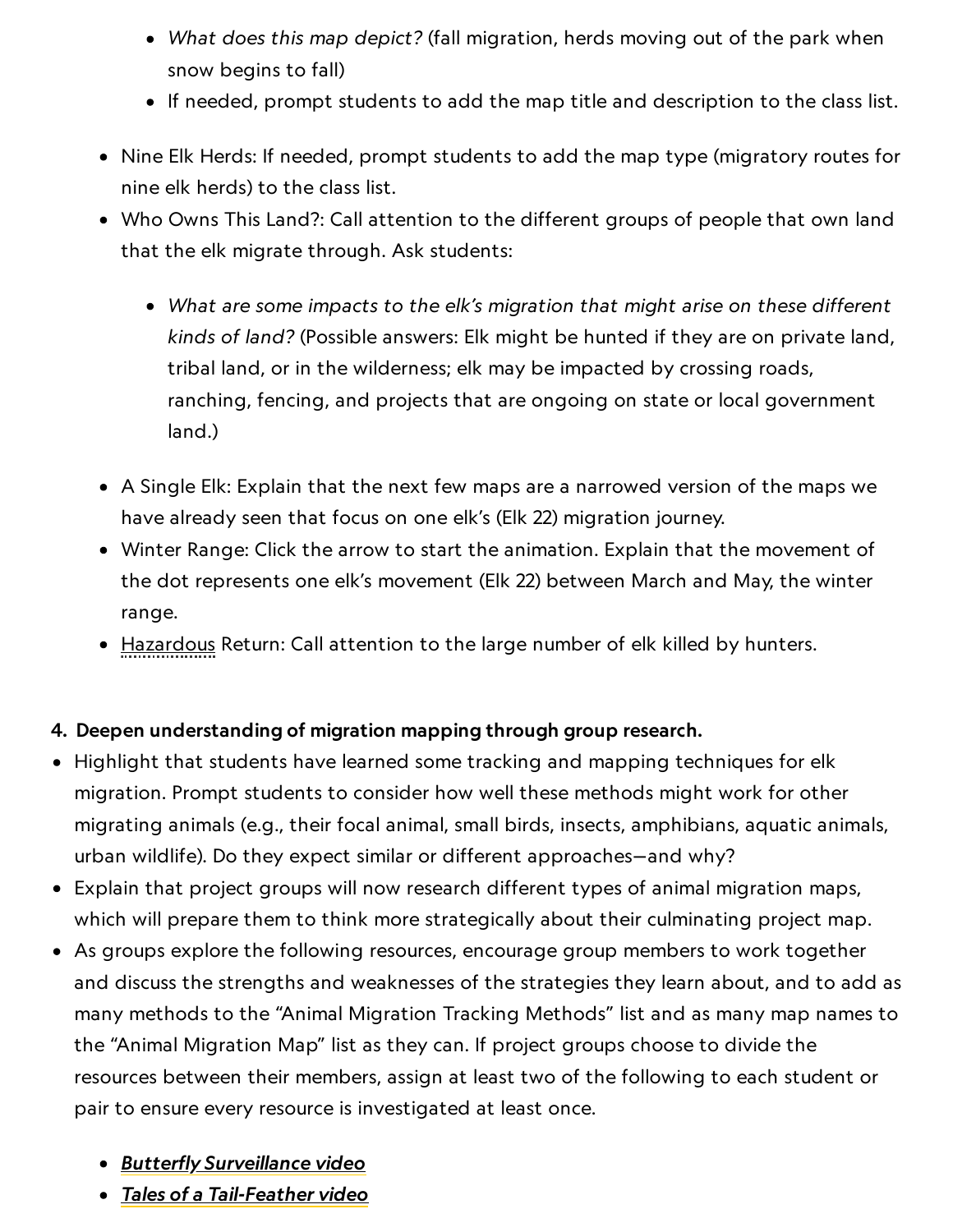- *What does this map depict?* (fall migration, herds moving out of the park when snow begins to fall)
    - If needed, prompt students to add the map title and description to the class list.
  - Nine Elk Herds: If needed, prompt students to add the map type (migratory routes for nine elk herds) to the class list.
  - Who Owns This Land?: Call attention to the different groups of people that own land that the elk migrate through. Ask students:
    - *What are some impacts to the elk's migration that might arise on these different kinds of land?* (Possible answers: Elk might be hunted if they are on private land, tribal land, or in the wilderness; elk may be impacted by crossing roads, ranching, fencing, and projects that are ongoing on state or local government land.)
  - A Single Elk: Explain that the next few maps are a narrowed version of the maps we have already seen that focus on one elk's (Elk 22) migration journey.
  - Winter Range: Click the arrow to start the animation. Explain that the movement of the dot represents one elk's movement (Elk 22) between March and May, the winter range.
  - Hazardous Return: Call attention to the large number of elk killed by hunters.

4. **Deepen understanding of migration mapping through group research.**

- Highlight that students have learned some tracking and mapping techniques for elk migration. Prompt students to consider how well these methods might work for other migrating animals (e.g., their focal animal, small birds, insects, amphibians, aquatic animals, urban wildlife). Do they expect similar or different approaches—and why?
- Explain that project groups will now research different types of animal migration maps, which will prepare them to think more strategically about their culminating project map.
- As groups explore the following resources, encourage group members to work together and discuss the strengths and weaknesses of the strategies they learn about, and to add as many methods to the "Animal Migration Tracking Methods" list and as many map names to the "Animal Migration Map" list as they can. If project groups choose to divide the resources between their members, assign at least two of the following to each student or pair to ensure every resource is investigated at least once.
  - ***Butterfly Surveillance video***
  - ***Tales of a Tail-Feather video***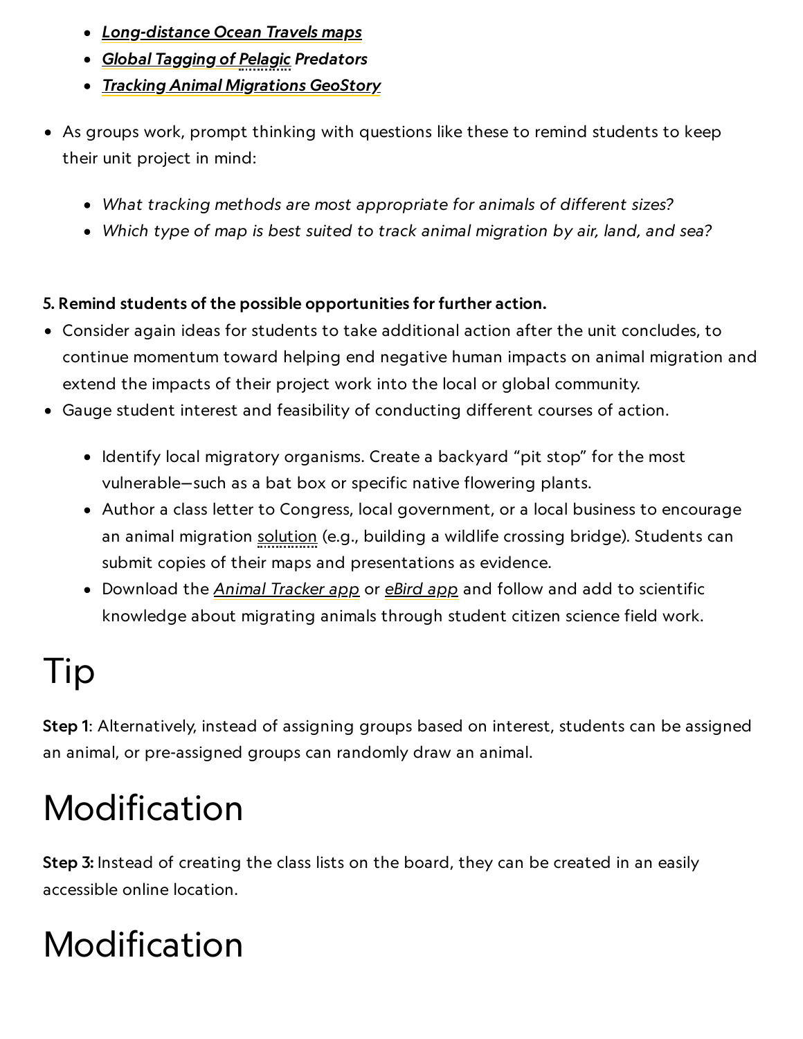- ***Long-distance Ocean Travels maps***
- ***Global Tagging of Pelagic** **Predators***
- ***Tracking Animal Migrations GeoStory***

- As groups work, prompt thinking with questions like these to remind students to keep their unit project in mind:
  - *What tracking methods are most appropriate for animals of different sizes?*
  - *Which type of map is best suited to track animal migration by air, land, and sea?*

**5. Remind students of the possible opportunities for further action.**

- Consider again ideas for students to take additional action after the unit concludes, to continue momentum toward helping end negative human impacts on animal migration and extend the impacts of their project work into the local or global community.
- Gauge student interest and feasibility of conducting different courses of action.
  - Identify local migratory organisms. Create a backyard "pit stop" for the most vulnerable—such as a bat box or specific native flowering plants.
  - Author a class letter to Congress, local government, or a local business to encourage an animal migration solution (e.g., building a wildlife crossing bridge). Students can submit copies of their maps and presentations as evidence.
  - Download the *Animal Tracker app* or *eBird app* and follow and add to scientific knowledge about migrating animals through student citizen science field work.

# Tip

**Step 1**: Alternatively, instead of assigning groups based on interest, students can be assigned an animal, or pre-assigned groups can randomly draw an animal.

# Modification

**Step 3:** Instead of creating the class lists on the board, they can be created in an easily accessible online location.

# Modification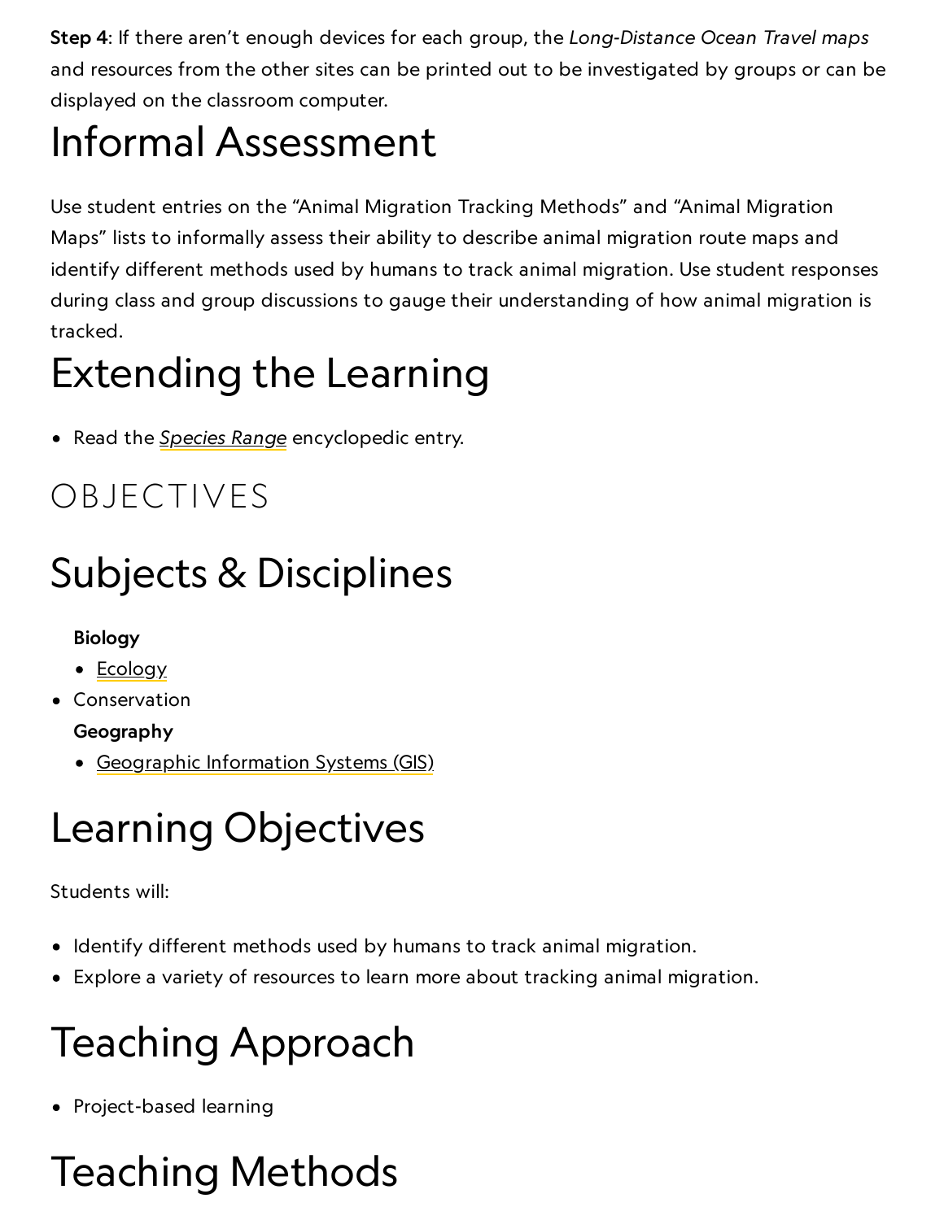**Step 4**: If there aren't enough devices for each group, the *Long-Distance Ocean Travel maps* and resources from the other sites can be printed out to be investigated by groups or can be displayed on the classroom computer.

# Informal Assessment

Use student entries on the "Animal Migration Tracking Methods" and "Animal Migration Maps" lists to informally assess their ability to describe animal migration route maps and identify different methods used by humans to track animal migration. Use student responses during class and group discussions to gauge their understanding of how animal migration is tracked.

# Extending the Learning

- Read the *Species Range* encyclopedic entry.

## OBJECTIVES

# Subjects & Disciplines

**Biology**

- Ecology
- Conservation

**Geography**

- Geographic Information Systems (GIS)

# Learning Objectives

Students will:

- Identify different methods used by humans to track animal migration.
- Explore a variety of resources to learn more about tracking animal migration.

# Teaching Approach

- Project-based learning

# Teaching Methods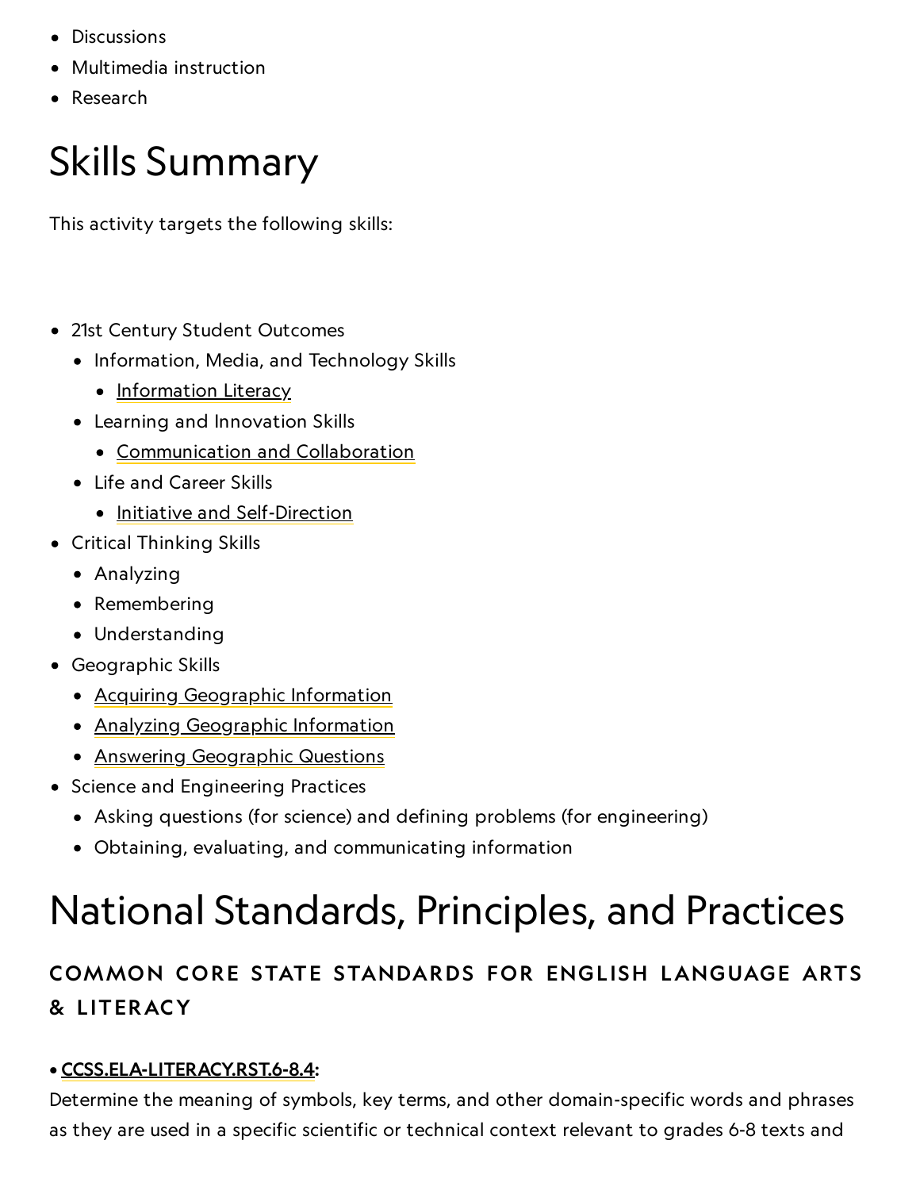- Discussions
- Multimedia instruction
- Research

# Skills Summary

This activity targets the following skills:

- 21st Century Student Outcomes
  - Information, Media, and Technology Skills
    - Information Literacy
  - Learning and Innovation Skills
    - Communication and Collaboration
  - Life and Career Skills
    - Initiative and Self-Direction
- Critical Thinking Skills
  - Analyzing
  - Remembering
  - Understanding
- Geographic Skills
  - Acquiring Geographic Information
  - Analyzing Geographic Information
  - Answering Geographic Questions
- Science and Engineering Practices
  - Asking questions (for science) and defining problems (for engineering)
  - Obtaining, evaluating, and communicating information

# National Standards, Principles, and Practices

### COMMON CORE STATE STANDARDS FOR ENGLISH LANGUAGE ARTS & LITERACY

**• CCSS.ELA-LITERACY.RST.6-8.4:**

Determine the meaning of symbols, key terms, and other domain-specific words and phrases as they are used in a specific scientific or technical context relevant to grades 6-8 texts and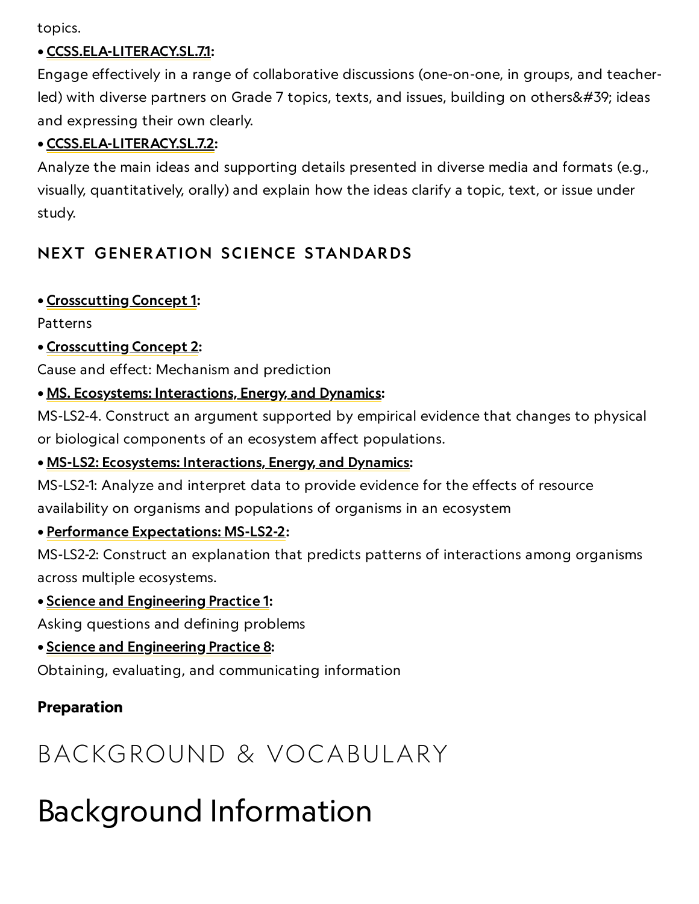topics.

- **CCSS.ELA-LITERACY.SL.7.1:**
Engage effectively in a range of collaborative discussions (one-on-one, in groups, and teacher-led) with diverse partners on Grade 7 topics, texts, and issues, building on others&#39; ideas and expressing their own clearly.
- **CCSS.ELA-LITERACY.SL.7.2:**
Analyze the main ideas and supporting details presented in diverse media and formats (e.g., visually, quantitatively, orally) and explain how the ideas clarify a topic, text, or issue under study.

### NEXT GENERATION SCIENCE STANDARDS

- **Crosscutting Concept 1:**
Patterns
- **Crosscutting Concept 2:**
Cause and effect: Mechanism and prediction
- **MS. Ecosystems: Interactions, Energy, and Dynamics:**
MS-LS2-4. Construct an argument supported by empirical evidence that changes to physical or biological components of an ecosystem affect populations.
- **MS-LS2: Ecosystems: Interactions, Energy, and Dynamics:**
MS-LS2-1: Analyze and interpret data to provide evidence for the effects of resource availability on organisms and populations of organisms in an ecosystem
- **Performance Expectations: MS-LS2-2:**
MS-LS2-2: Construct an explanation that predicts patterns of interactions among organisms across multiple ecosystems.
- **Science and Engineering Practice 1:**
Asking questions and defining problems
- **Science and Engineering Practice 8:**
Obtaining, evaluating, and communicating information

**Preparation**

## BACKGROUND & VOCABULARY

# Background Information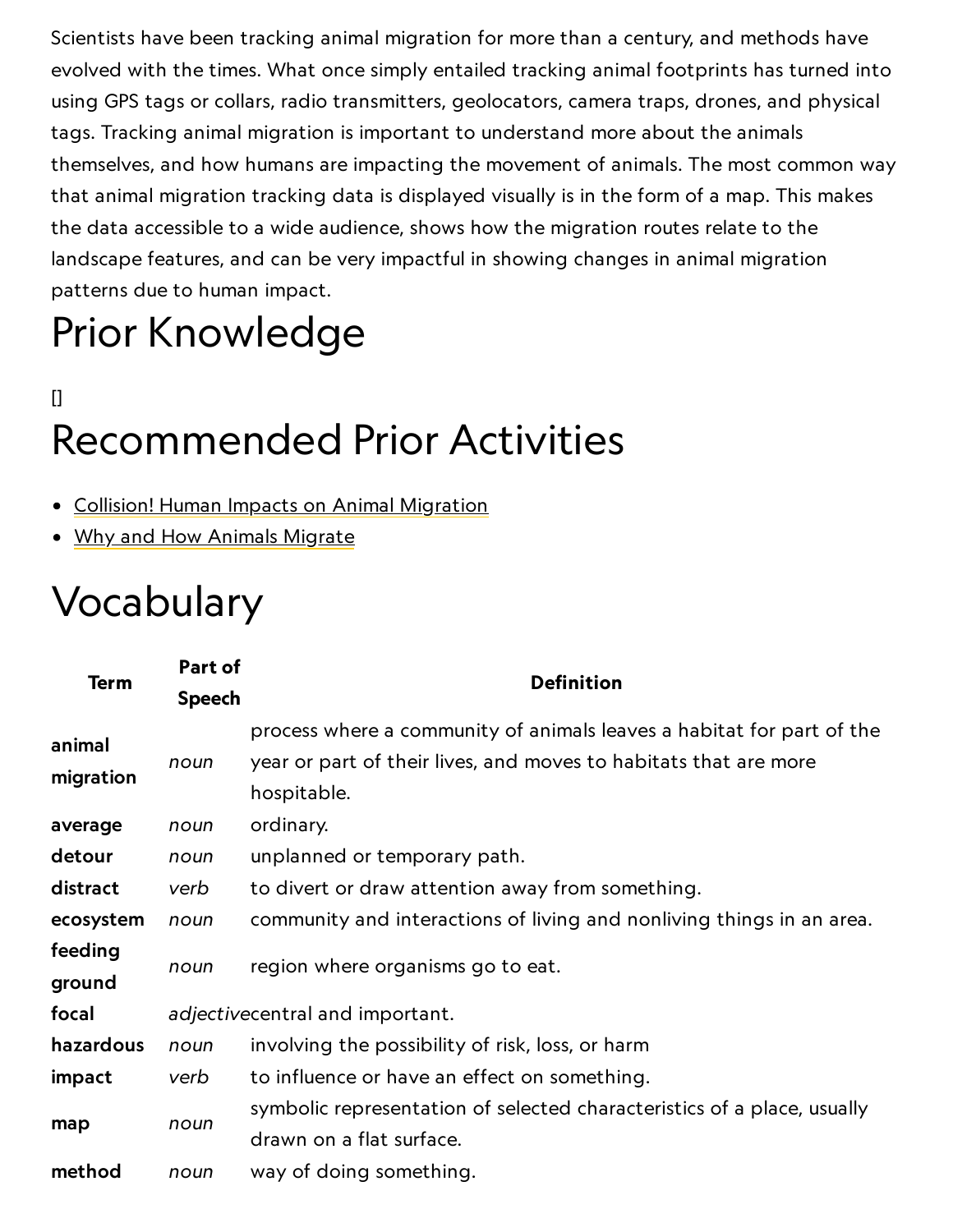Scientists have been tracking animal migration for more than a century, and methods have evolved with the times. What once simply entailed tracking animal footprints has turned into using GPS tags or collars, radio transmitters, geolocators, camera traps, drones, and physical tags. Tracking animal migration is important to understand more about the animals themselves, and how humans are impacting the movement of animals. The most common way that animal migration tracking data is displayed visually is in the form of a map. This makes the data accessible to a wide audience, shows how the migration routes relate to the landscape features, and can be very impactful in showing changes in animal migration patterns due to human impact.

# Prior Knowledge

[]

# Recommended Prior Activities

- Collision! Human Impacts on Animal Migration
- Why and How Animals Migrate

# Vocabulary

| Term | Part of Speech | Definition |
|---|---|---|
| **animal migration** | *noun* | process where a community of animals leaves a habitat for part of the year or part of their lives, and moves to habitats that are more hospitable. |
| **average** | *noun* | ordinary. |
| **detour** | *noun* | unplanned or temporary path. |
| **distract** | *verb* | to divert or draw attention away from something. |
| **ecosystem** | *noun* | community and interactions of living and nonliving things in an area. |
| **feeding ground** | *noun* | region where organisms go to eat. |
| **focal** | *adjective* | central and important. |
| **hazardous** | *noun* | involving the possibility of risk, loss, or harm |
| **impact** | *verb* | to influence or have an effect on something. |
| **map** | *noun* | symbolic representation of selected characteristics of a place, usually drawn on a flat surface. |
| **method** | *noun* | way of doing something. |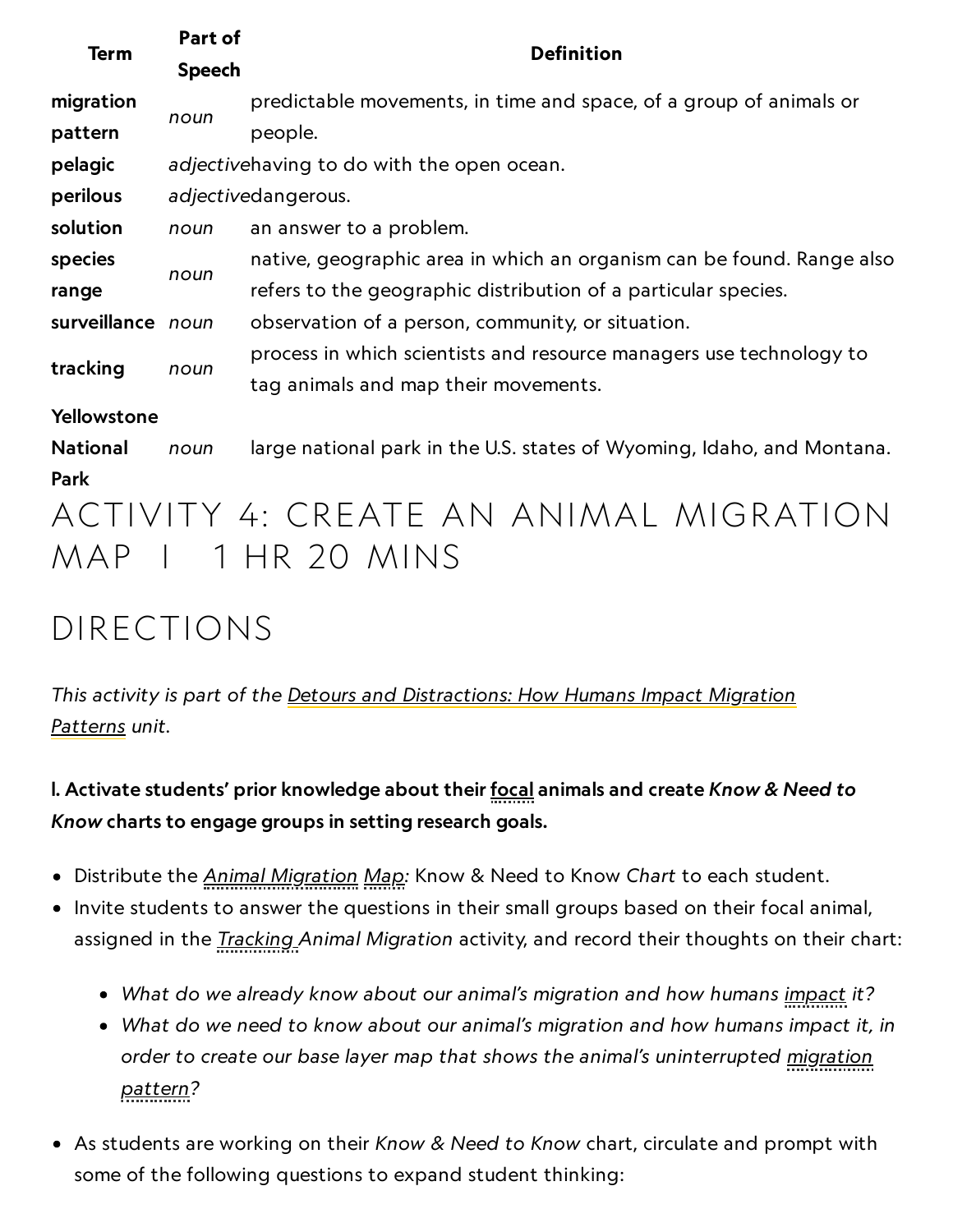| Term | Part of Speech | Definition |
| --- | --- | --- |
| **migration pattern** | *noun* | predictable movements, in time and space, of a group of animals or people. |
| **pelagic** | *adjective* | having to do with the open ocean. |
| **perilous** | *adjective* | dangerous. |
| **solution** | *noun* | an answer to a problem. |
| **species range** | *noun* | native, geographic area in which an organism can be found. Range also refers to the geographic distribution of a particular species. |
| **surveillance** | *noun* | observation of a person, community, or situation. |
| **tracking** | *noun* | process in which scientists and resource managers use technology to tag animals and map their movements. |
| **Yellowstone National Park** | *noun* | large national park in the U.S. states of Wyoming, Idaho, and Montana. |

# ACTIVITY 4: CREATE AN ANIMAL MIGRATION MAP | 1 HR 20 MINS

## DIRECTIONS

*This activity is part of the Detours and Distractions: How Humans Impact Migration Patterns unit.*

**I. Activate students' prior knowledge about their focal animals and create *Know & Need to Know* charts to engage groups in setting research goals.**

- Distribute the *Animal Migration Map:* Know & Need to Know *Chart* to each student.
- Invite students to answer the questions in their small groups based on their focal animal, assigned in the *Tracking Animal Migration* activity, and record their thoughts on their chart:
  - *What do we already know about our animal's migration and how humans impact it?*
  - *What do we need to know about our animal's migration and how humans impact it, in order to create our base layer map that shows the animal's uninterrupted migration pattern?*
- As students are working on their *Know & Need to Know* chart, circulate and prompt with some of the following questions to expand student thinking: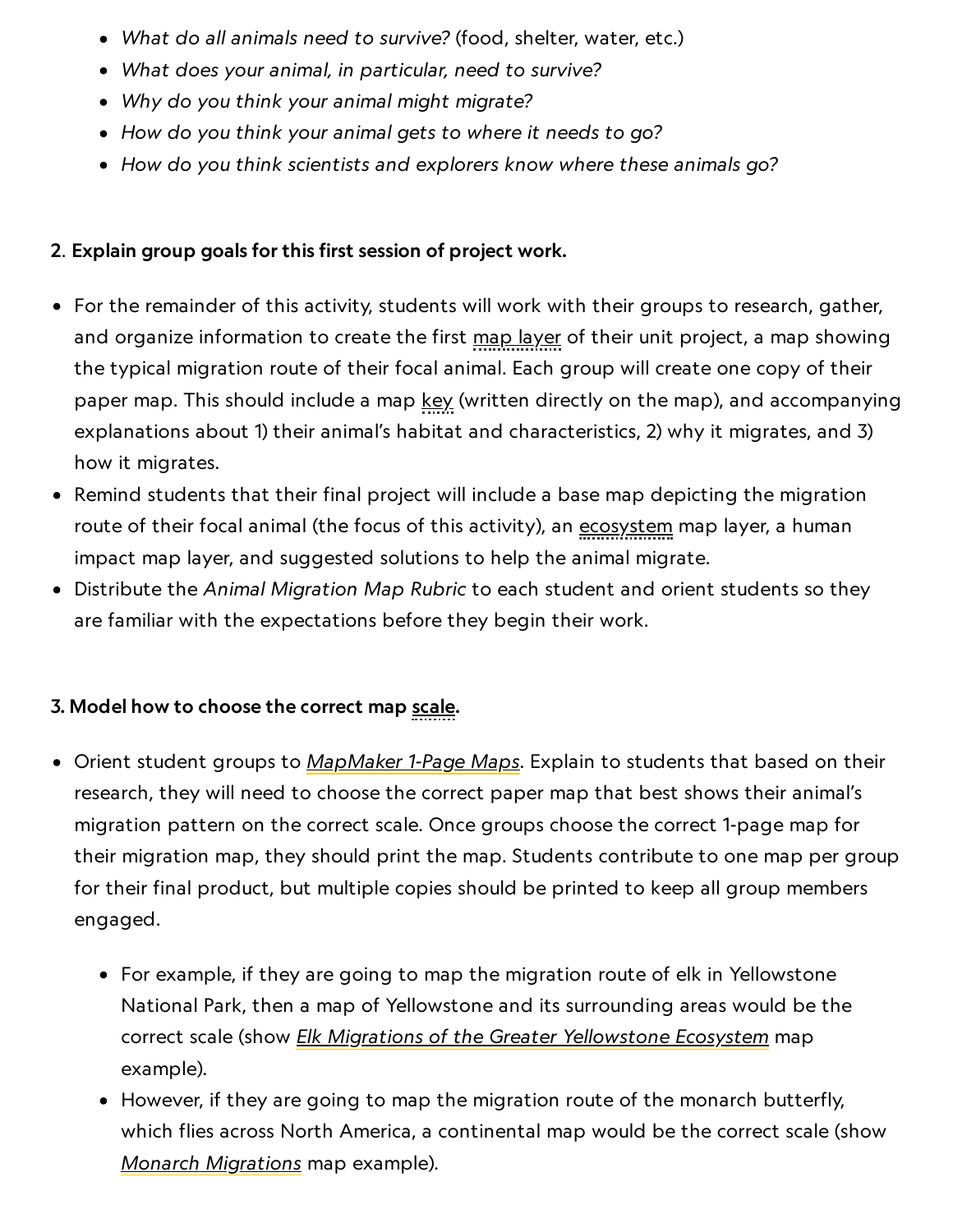- *What do all animals need to survive?* (food, shelter, water, etc.)
- *What does your animal, in particular, need to survive?*
- *Why do you think your animal might migrate?*
- *How do you think your animal gets to where it needs to go?*
- *How do you think scientists and explorers know where these animals go?*

**2. Explain group goals for this first session of project work.**

- For the remainder of this activity, students will work with their groups to research, gather, and organize information to create the first map layer of their unit project, a map showing the typical migration route of their focal animal. Each group will create one copy of their paper map. This should include a map key (written directly on the map), and accompanying explanations about 1) their animal's habitat and characteristics, 2) why it migrates, and 3) how it migrates.
- Remind students that their final project will include a base map depicting the migration route of their focal animal (the focus of this activity), an ecosystem map layer, a human impact map layer, and suggested solutions to help the animal migrate.
- Distribute the *Animal Migration Map Rubric* to each student and orient students so they are familiar with the expectations before they begin their work.

**3. Model how to choose the correct map scale.**

- Orient student groups to *MapMaker 1-Page Maps*. Explain to students that based on their research, they will need to choose the correct paper map that best shows their animal's migration pattern on the correct scale. Once groups choose the correct 1-page map for their migration map, they should print the map. Students contribute to one map per group for their final product, but multiple copies should be printed to keep all group members engaged.
  - For example, if they are going to map the migration route of elk in Yellowstone National Park, then a map of Yellowstone and its surrounding areas would be the correct scale (show *Elk Migrations of the Greater Yellowstone Ecosystem* map example).
  - However, if they are going to map the migration route of the monarch butterfly, which flies across North America, a continental map would be the correct scale (show *Monarch Migrations* map example).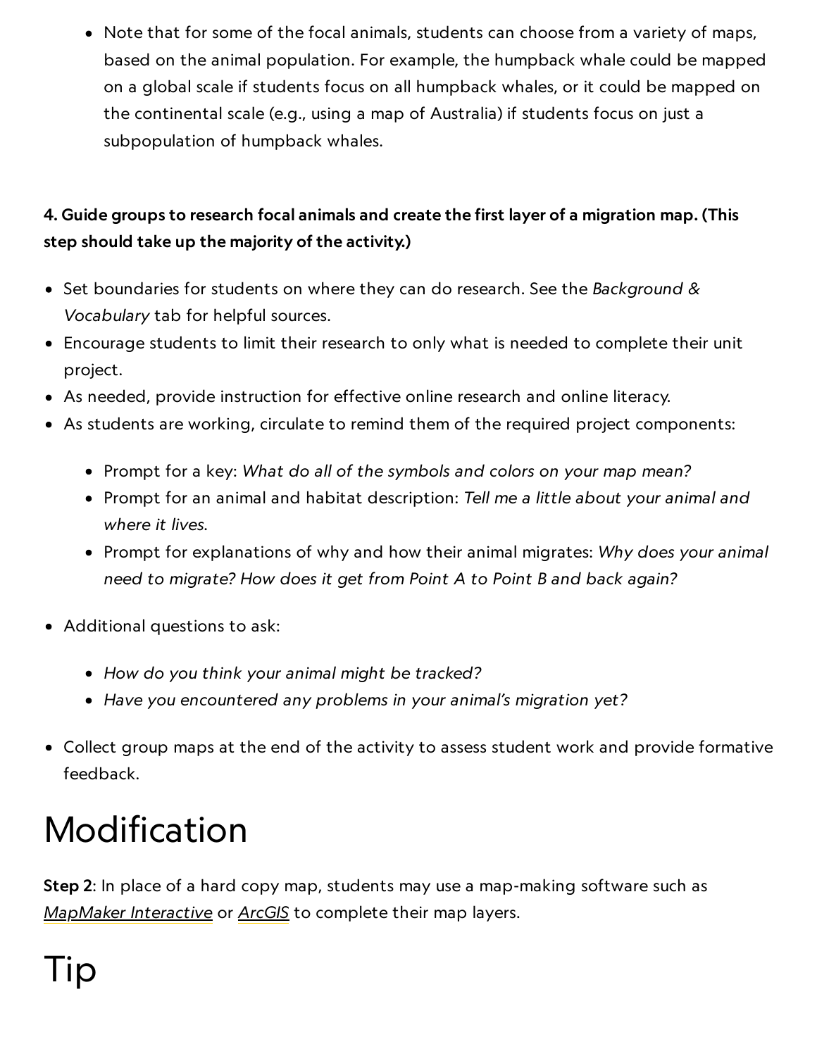- Note that for some of the focal animals, students can choose from a variety of maps, based on the animal population. For example, the humpback whale could be mapped on a global scale if students focus on all humpback whales, or it could be mapped on the continental scale (e.g., using a map of Australia) if students focus on just a subpopulation of humpback whales.

**4. Guide groups to research focal animals and create the first layer of a migration map. (This step should take up the majority of the activity.)**

- Set boundaries for students on where they can do research. See the *Background & Vocabulary* tab for helpful sources.
- Encourage students to limit their research to only what is needed to complete their unit project.
- As needed, provide instruction for effective online research and online literacy.
- As students are working, circulate to remind them of the required project components:
    - Prompt for a key: *What do all of the symbols and colors on your map mean?*
    - Prompt for an animal and habitat description: *Tell me a little about your animal and where it lives.*
    - Prompt for explanations of why and how their animal migrates: *Why does your animal need to migrate? How does it get from Point A to Point B and back again?*
- Additional questions to ask:
    - *How do you think your animal might be tracked?*
    - *Have you encountered any problems in your animal's migration yet?*
- Collect group maps at the end of the activity to assess student work and provide formative feedback.

# Modification

**Step 2**: In place of a hard copy map, students may use a map-making software such as *MapMaker Interactive* or *ArcGIS* to complete their map layers.

# Tip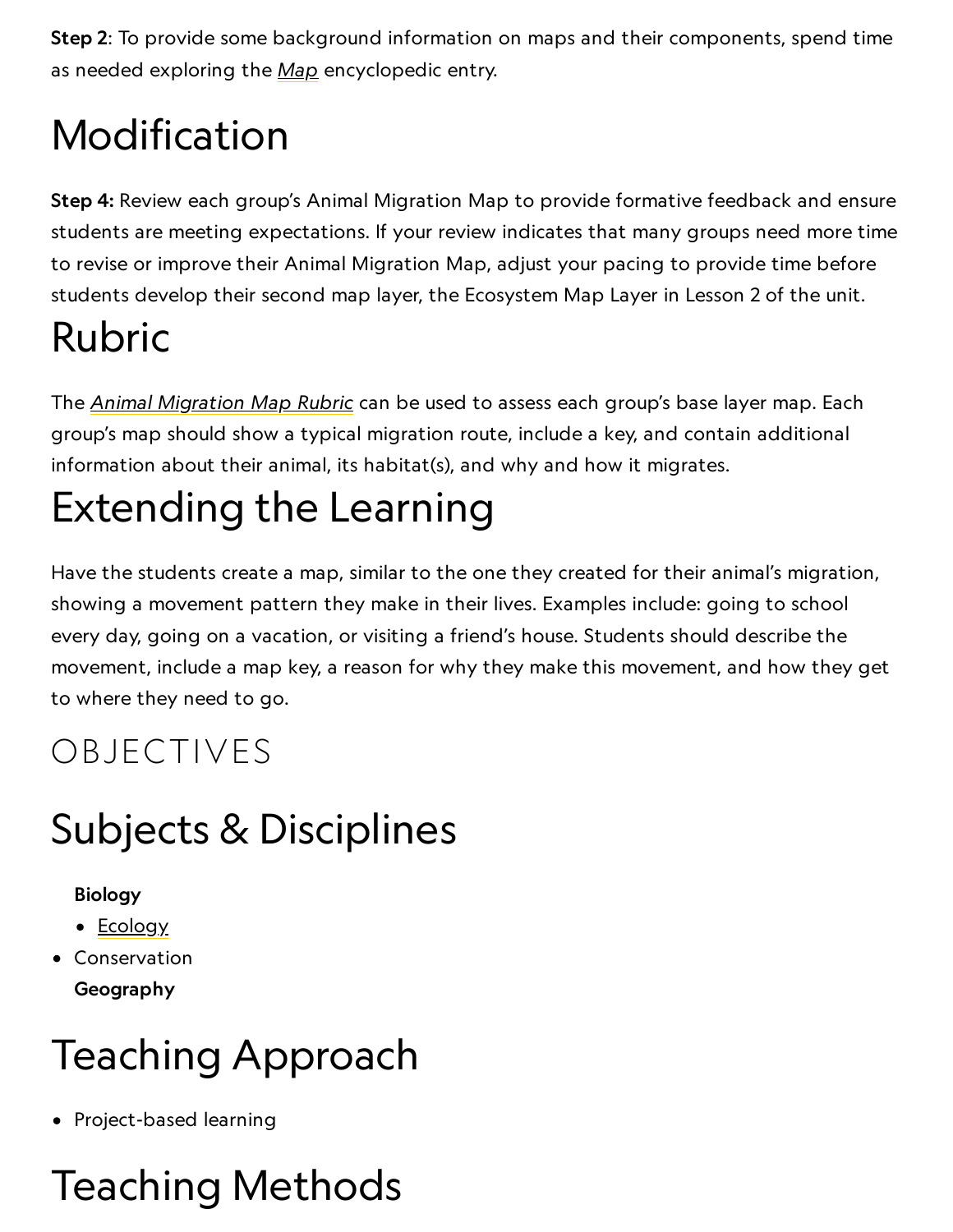**Step 2**: To provide some background information on maps and their components, spend time as needed exploring the *Map* encyclopedic entry.

# Modification

**Step 4:** Review each group's Animal Migration Map to provide formative feedback and ensure students are meeting expectations. If your review indicates that many groups need more time to revise or improve their Animal Migration Map, adjust your pacing to provide time before students develop their second map layer, the Ecosystem Map Layer in Lesson 2 of the unit.

# Rubric

The *Animal Migration Map Rubric* can be used to assess each group's base layer map. Each group's map should show a typical migration route, include a key, and contain additional information about their animal, its habitat(s), and why and how it migrates.

# Extending the Learning

Have the students create a map, similar to the one they created for their animal's migration, showing a movement pattern they make in their lives. Examples include: going to school every day, going on a vacation, or visiting a friend's house. Students should describe the movement, include a map key, a reason for why they make this movement, and how they get to where they need to go.

## OBJECTIVES

# Subjects & Disciplines

**Biology**
- Ecology
- Conservation

**Geography**

# Teaching Approach

- Project-based learning

# Teaching Methods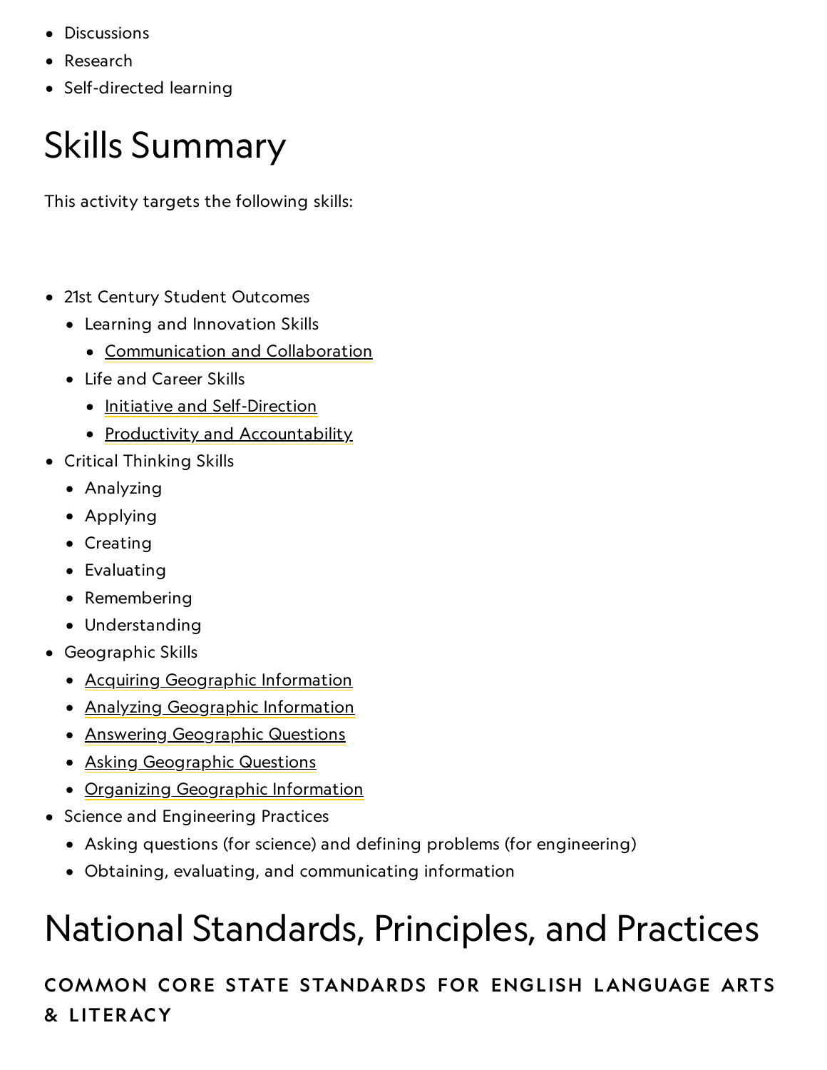- Discussions
- Research
- Self-directed learning

# Skills Summary

This activity targets the following skills:

- 21st Century Student Outcomes
  - Learning and Innovation Skills
    - Communication and Collaboration
  - Life and Career Skills
    - Initiative and Self-Direction
    - Productivity and Accountability
- Critical Thinking Skills
  - Analyzing
  - Applying
  - Creating
  - Evaluating
  - Remembering
  - Understanding
- Geographic Skills
  - Acquiring Geographic Information
  - Analyzing Geographic Information
  - Answering Geographic Questions
  - Asking Geographic Questions
  - Organizing Geographic Information
- Science and Engineering Practices
  - Asking questions (for science) and defining problems (for engineering)
  - Obtaining, evaluating, and communicating information

# National Standards, Principles, and Practices

### COMMON CORE STATE STANDARDS FOR ENGLISH LANGUAGE ARTS & LITERACY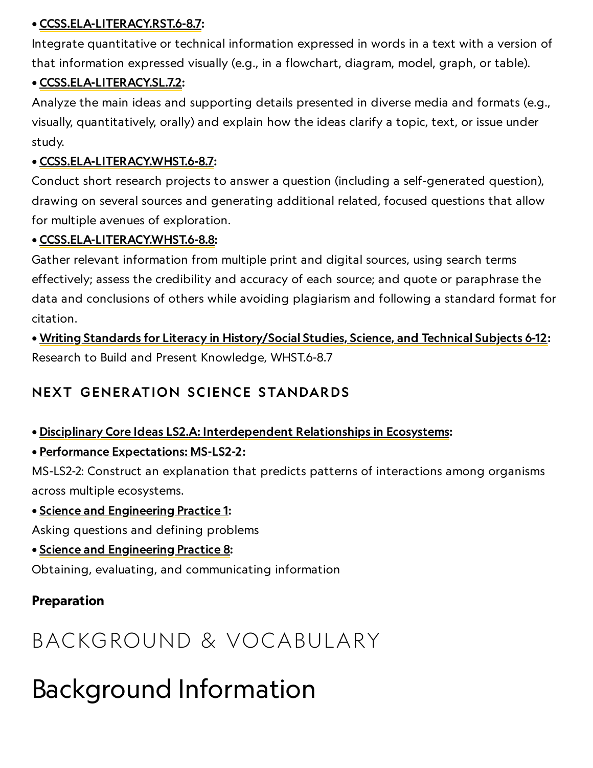- **CCSS.ELA-LITERACY.RST.6-8.7:**
Integrate quantitative or technical information expressed in words in a text with a version of that information expressed visually (e.g., in a flowchart, diagram, model, graph, or table).
- **CCSS.ELA-LITERACY.SL.7.2:**
Analyze the main ideas and supporting details presented in diverse media and formats (e.g., visually, quantitatively, orally) and explain how the ideas clarify a topic, text, or issue under study.
- **CCSS.ELA-LITERACY.WHST.6-8.7:**
Conduct short research projects to answer a question (including a self-generated question), drawing on several sources and generating additional related, focused questions that allow for multiple avenues of exploration.
- **CCSS.ELA-LITERACY.WHST.6-8.8:**
Gather relevant information from multiple print and digital sources, using search terms effectively; assess the credibility and accuracy of each source; and quote or paraphrase the data and conclusions of others while avoiding plagiarism and following a standard format for citation.
- **Writing Standards for Literacy in History/Social Studies, Science, and Technical Subjects 6-12:**
Research to Build and Present Knowledge, WHST.6-8.7

### NEXT GENERATION SCIENCE STANDARDS

- **Disciplinary Core Ideas LS2.A: Interdependent Relationships in Ecosystems:**
- **Performance Expectations: MS-LS2-2:**
MS-LS2-2: Construct an explanation that predicts patterns of interactions among organisms across multiple ecosystems.
- **Science and Engineering Practice 1:**
Asking questions and defining problems
- **Science and Engineering Practice 8:**
Obtaining, evaluating, and communicating information

**Preparation**

## BACKGROUND & VOCABULARY

# Background Information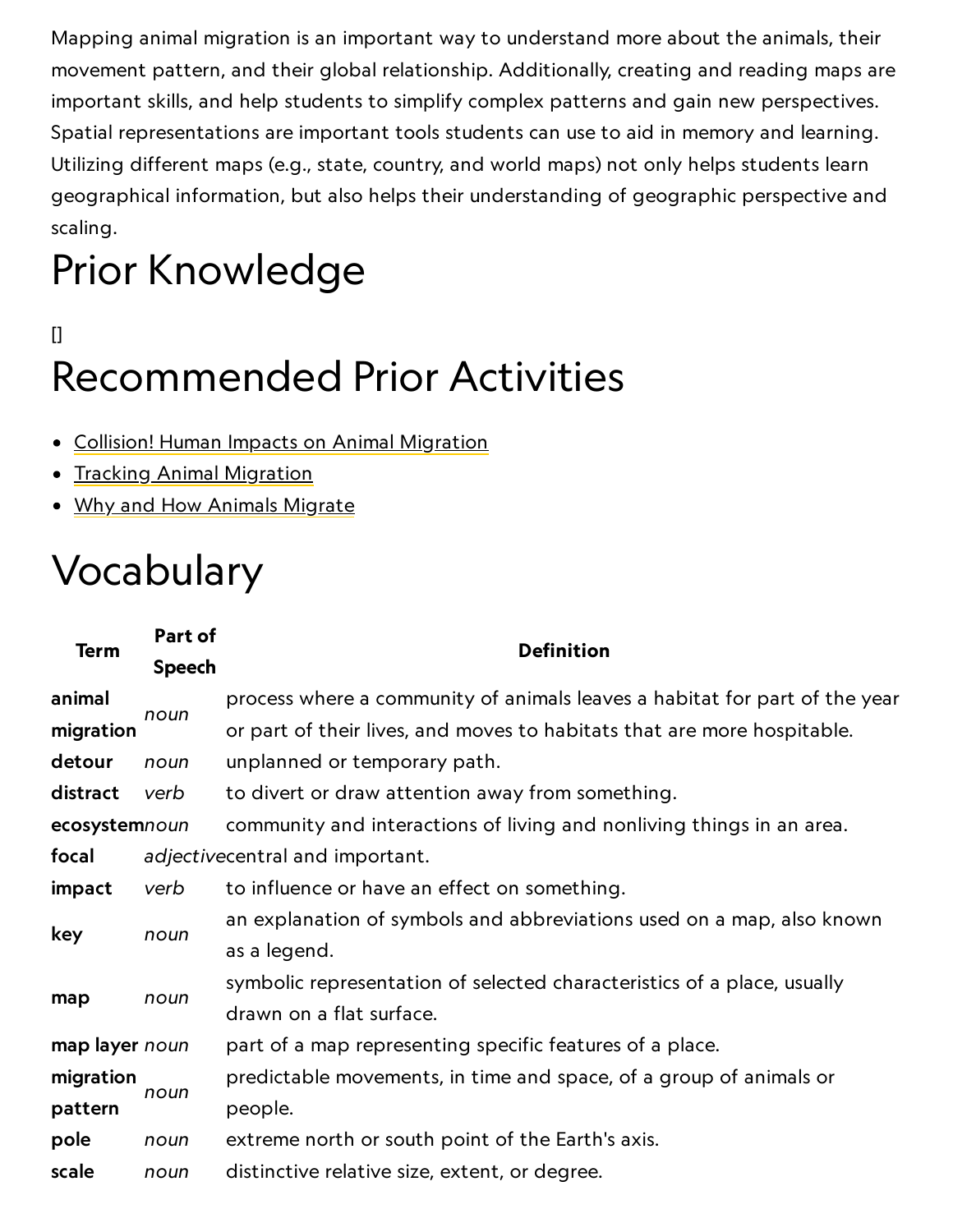Mapping animal migration is an important way to understand more about the animals, their movement pattern, and their global relationship. Additionally, creating and reading maps are important skills, and help students to simplify complex patterns and gain new perspectives. Spatial representations are important tools students can use to aid in memory and learning. Utilizing different maps (e.g., state, country, and world maps) not only helps students learn geographical information, but also helps their understanding of geographic perspective and scaling.

# Prior Knowledge

[]

# Recommended Prior Activities

- Collision! Human Impacts on Animal Migration
- Tracking Animal Migration
- Why and How Animals Migrate

# Vocabulary

| Term | Part of Speech | Definition |
|---|---|---|
| **animal migration** | *noun* | process where a community of animals leaves a habitat for part of the year or part of their lives, and moves to habitats that are more hospitable. |
| **detour** | *noun* | unplanned or temporary path. |
| **distract** | *verb* | to divert or draw attention away from something. |
| **ecosystem** | *noun* | community and interactions of living and nonliving things in an area. |
| **focal** | *adjective* | central and important. |
| **impact** | *verb* | to influence or have an effect on something. |
| **key** | *noun* | an explanation of symbols and abbreviations used on a map, also known as a legend. |
| **map** | *noun* | symbolic representation of selected characteristics of a place, usually drawn on a flat surface. |
| **map layer** | *noun* | part of a map representing specific features of a place. |
| **migration pattern** | *noun* | predictable movements, in time and space, of a group of animals or people. |
| **pole** | *noun* | extreme north or south point of the Earth's axis. |
| **scale** | *noun* | distinctive relative size, extent, or degree. |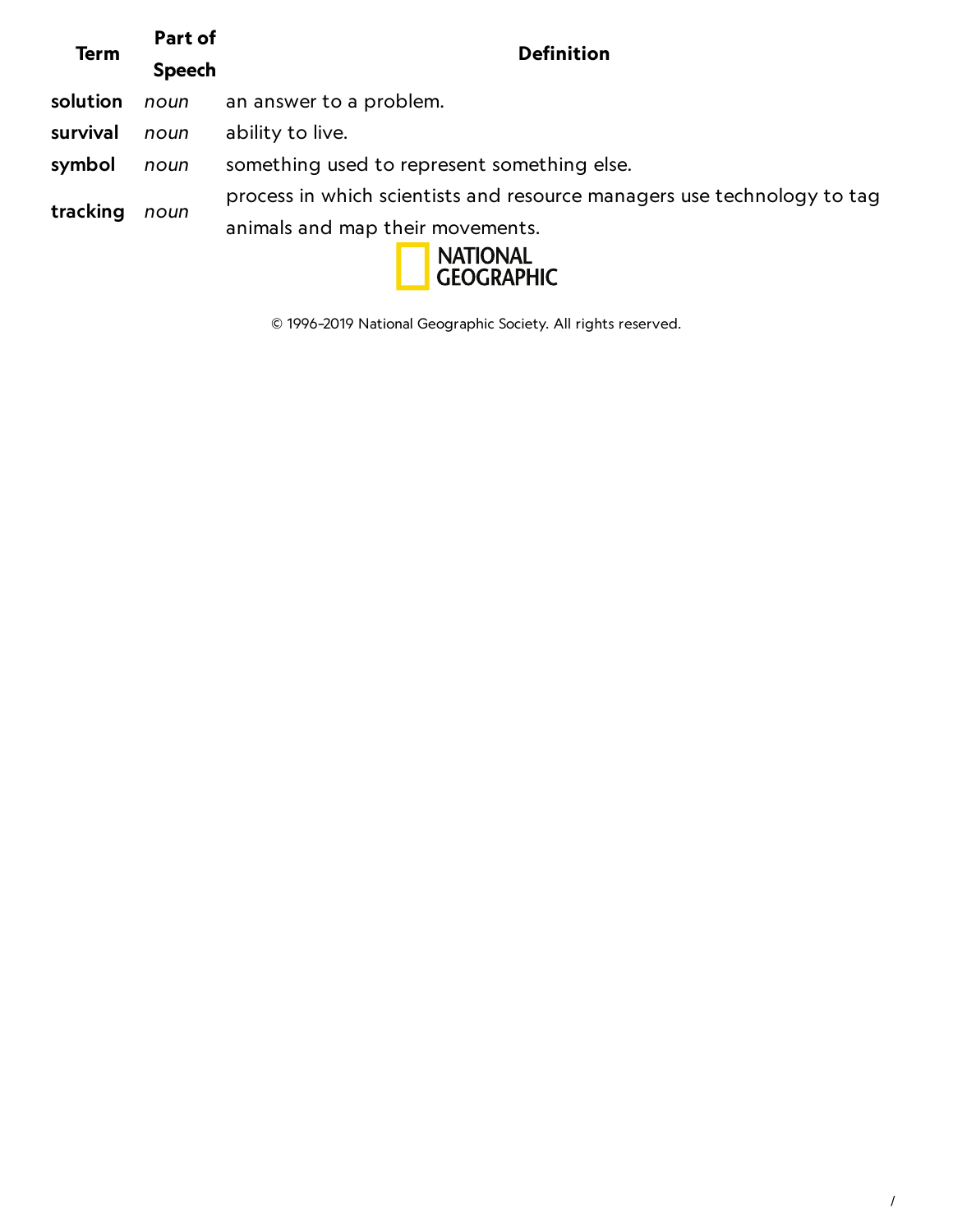| Term | Part of Speech | Definition |
| --- | --- | --- |
| **solution** | *noun* | an answer to a problem. |
| **survival** | *noun* | ability to live. |
| **symbol** | *noun* | something used to represent something else. |
| **tracking** | *noun* | process in which scientists and resource managers use technology to tag animals and map their movements. |

NATIONAL GEOGRAPHIC

© 1996-2019 National Geographic Society. All rights reserved.